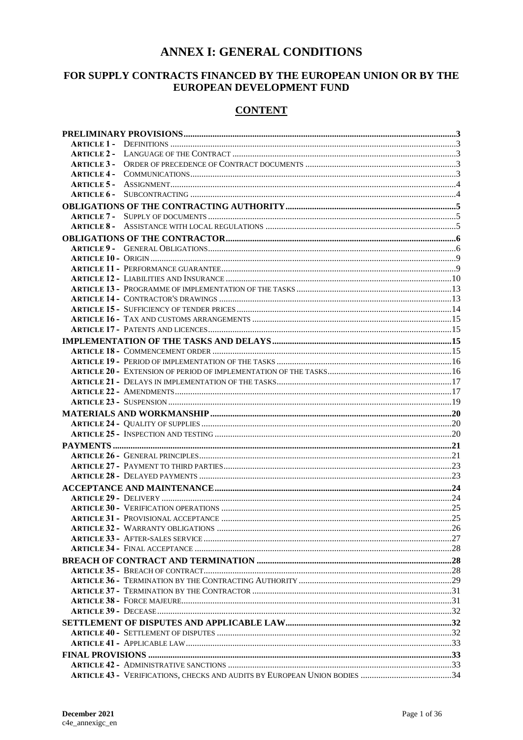# ANNEX I: GENERAL CONDITIONS

## FOR SUPPLY CONTRACTS FINANCED BY THE EUROPEAN UNION OR BY THE EUROPEAN DEVELOPMENT FUND

## CONTENT

**PRELIMINARY PROVISIONS** ....... 3

- **ARTICLE 1 -** DEFINITIONS ....... 3
- **ARTICLE 2 -** LANGUAGE OF THE CONTRACT ....... 3
- **ARTICLE 3 -** ORDER OF PRECEDENCE OF CONTRACT DOCUMENTS ....... 3
- **ARTICLE 4 -** COMMUNICATIONS ....... 3
- **ARTICLE 5 -** ASSIGNMENT ....... 4
- **ARTICLE 6 -** SUBCONTRACTING ....... 4

**OBLIGATIONS OF THE CONTRACTING AUTHORITY** ....... 5

- **ARTICLE 7 -** SUPPLY OF DOCUMENTS ....... 5
- **ARTICLE 8 -** ASSISTANCE WITH LOCAL REGULATIONS ....... 5

**OBLIGATIONS OF THE CONTRACTOR** ....... 6

- **ARTICLE 9 -** GENERAL OBLIGATIONS ....... 6
- **ARTICLE 10 -** ORIGIN ....... 9
- **ARTICLE 11 -** PERFORMANCE GUARANTEE ....... 9
- **ARTICLE 12 -** LIABILITIES AND INSURANCE ....... 10
- **ARTICLE 13 -** PROGRAMME OF IMPLEMENTATION OF THE TASKS ....... 13
- **ARTICLE 14 -** CONTRACTOR'S DRAWINGS ....... 13
- **ARTICLE 15 -** SUFFICIENCY OF TENDER PRICES ....... 14
- **ARTICLE 16 -** TAX AND CUSTOMS ARRANGEMENTS ....... 15
- **ARTICLE 17 -** PATENTS AND LICENCES ....... 15

**IMPLEMENTATION OF THE TASKS AND DELAYS** ....... 15

- **ARTICLE 18 -** COMMENCEMENT ORDER ....... 15
- **ARTICLE 19 -** PERIOD OF IMPLEMENTATION OF THE TASKS ....... 16
- **ARTICLE 20 -** EXTENSION OF PERIOD OF IMPLEMENTATION OF THE TASKS ....... 16
- **ARTICLE 21 -** DELAYS IN IMPLEMENTATION OF THE TASKS ....... 17
- **ARTICLE 22 -** AMENDMENTS ....... 17
- **ARTICLE 23 -** SUSPENSION ....... 19

**MATERIALS AND WORKMANSHIP** ....... 20

- **ARTICLE 24 -** QUALITY OF SUPPLIES ....... 20
- **ARTICLE 25 -** INSPECTION AND TESTING ....... 20

**PAYMENTS** ....... 21

- **ARTICLE 26 -** GENERAL PRINCIPLES ....... 21
- **ARTICLE 27 -** PAYMENT TO THIRD PARTIES ....... 23
- **ARTICLE 28 -** DELAYED PAYMENTS ....... 23

**ACCEPTANCE AND MAINTENANCE** ....... 24

- **ARTICLE 29 -** DELIVERY ....... 24
- **ARTICLE 30 -** VERIFICATION OPERATIONS ....... 25
- **ARTICLE 31 -** PROVISIONAL ACCEPTANCE ....... 25
- **ARTICLE 32 -** WARRANTY OBLIGATIONS ....... 26
- **ARTICLE 33 -** AFTER-SALES SERVICE ....... 27
- **ARTICLE 34 -** FINAL ACCEPTANCE ....... 28

**BREACH OF CONTRACT AND TERMINATION** ....... 28

- **ARTICLE 35 -** BREACH OF CONTRACT ....... 28
- **ARTICLE 36 -** TERMINATION BY THE CONTRACTING AUTHORITY ....... 29
- **ARTICLE 37 -** TERMINATION BY THE CONTRACTOR ....... 31
- **ARTICLE 38 -** FORCE MAJEURE ....... 31
- **ARTICLE 39 -** DECEASE ....... 32

**SETTLEMENT OF DISPUTES AND APPLICABLE LAW** ....... 32

- **ARTICLE 40 -** SETTLEMENT OF DISPUTES ....... 32
- **ARTICLE 41 -** APPLICABLE LAW ....... 33

**FINAL PROVISIONS** ....... 33

- **ARTICLE 42 -** ADMINISTRATIVE SANCTIONS ....... 33
- **ARTICLE 43 -** VERIFICATIONS, CHECKS AND AUDITS BY EUROPEAN UNION BODIES ....... 34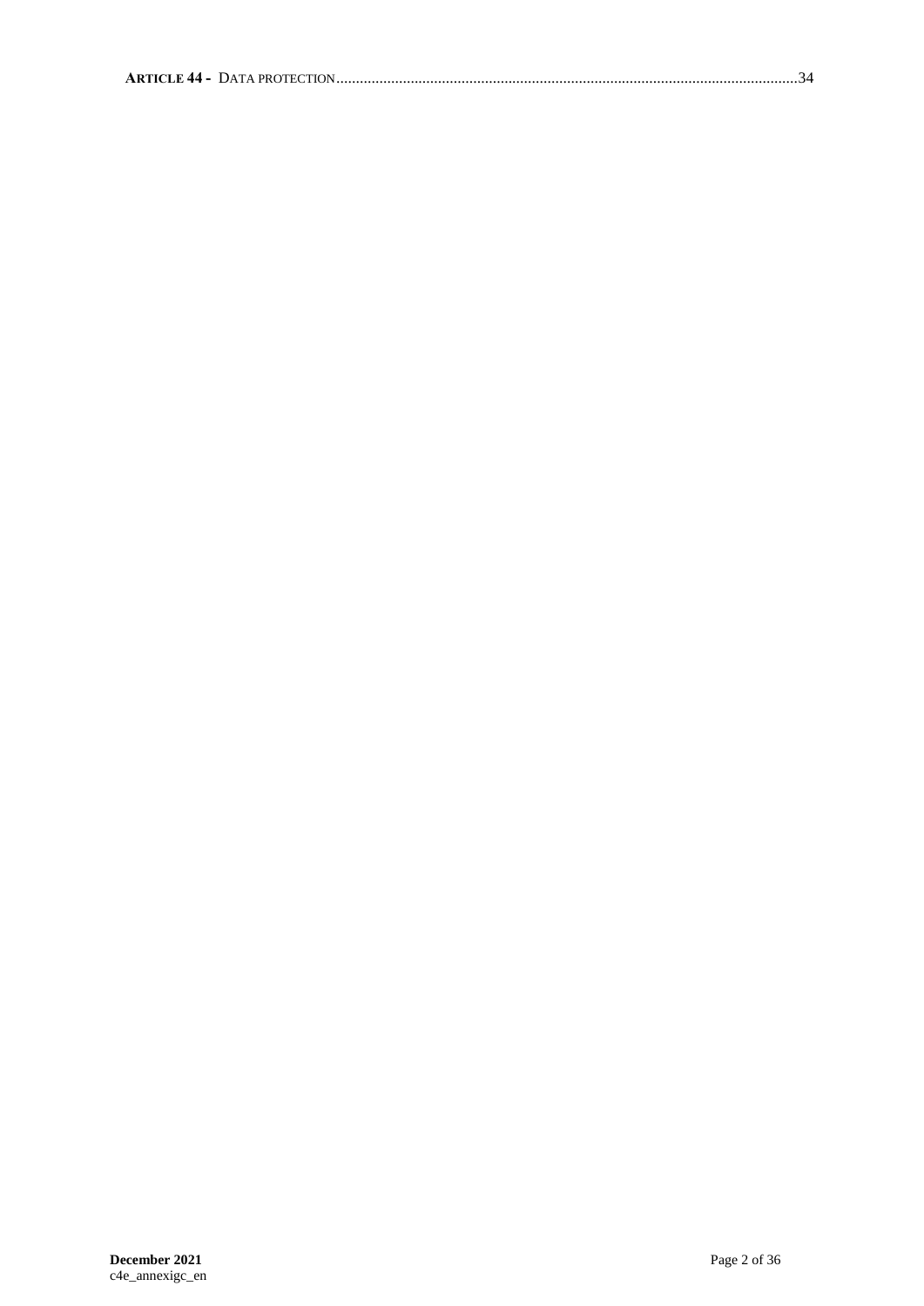**ARTICLE 44 -** DATA PROTECTION.....................................................................................................................34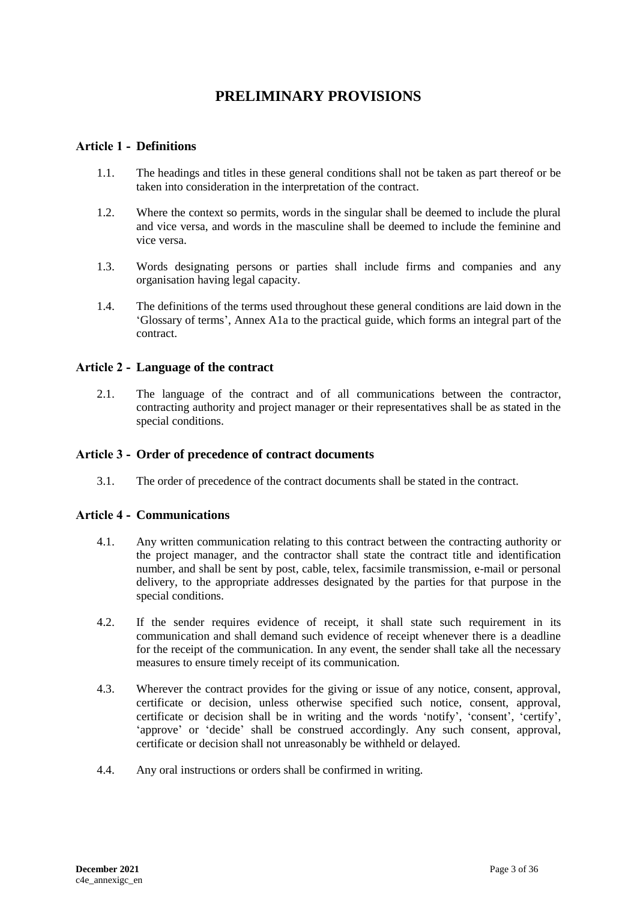# PRELIMINARY PROVISIONS

## Article 1 - Definitions

1.1. The headings and titles in these general conditions shall not be taken as part thereof or be taken into consideration in the interpretation of the contract.

1.2. Where the context so permits, words in the singular shall be deemed to include the plural and vice versa, and words in the masculine shall be deemed to include the feminine and vice versa.

1.3. Words designating persons or parties shall include firms and companies and any organisation having legal capacity.

1.4. The definitions of the terms used throughout these general conditions are laid down in the 'Glossary of terms', Annex A1a to the practical guide, which forms an integral part of the contract.

## Article 2 - Language of the contract

2.1. The language of the contract and of all communications between the contractor, contracting authority and project manager or their representatives shall be as stated in the special conditions.

## Article 3 - Order of precedence of contract documents

3.1. The order of precedence of the contract documents shall be stated in the contract.

## Article 4 - Communications

4.1. Any written communication relating to this contract between the contracting authority or the project manager, and the contractor shall state the contract title and identification number, and shall be sent by post, cable, telex, facsimile transmission, e-mail or personal delivery, to the appropriate addresses designated by the parties for that purpose in the special conditions.

4.2. If the sender requires evidence of receipt, it shall state such requirement in its communication and shall demand such evidence of receipt whenever there is a deadline for the receipt of the communication. In any event, the sender shall take all the necessary measures to ensure timely receipt of its communication.

4.3. Wherever the contract provides for the giving or issue of any notice, consent, approval, certificate or decision, unless otherwise specified such notice, consent, approval, certificate or decision shall be in writing and the words 'notify', 'consent', 'certify', 'approve' or 'decide' shall be construed accordingly. Any such consent, approval, certificate or decision shall not unreasonably be withheld or delayed.

4.4. Any oral instructions or orders shall be confirmed in writing.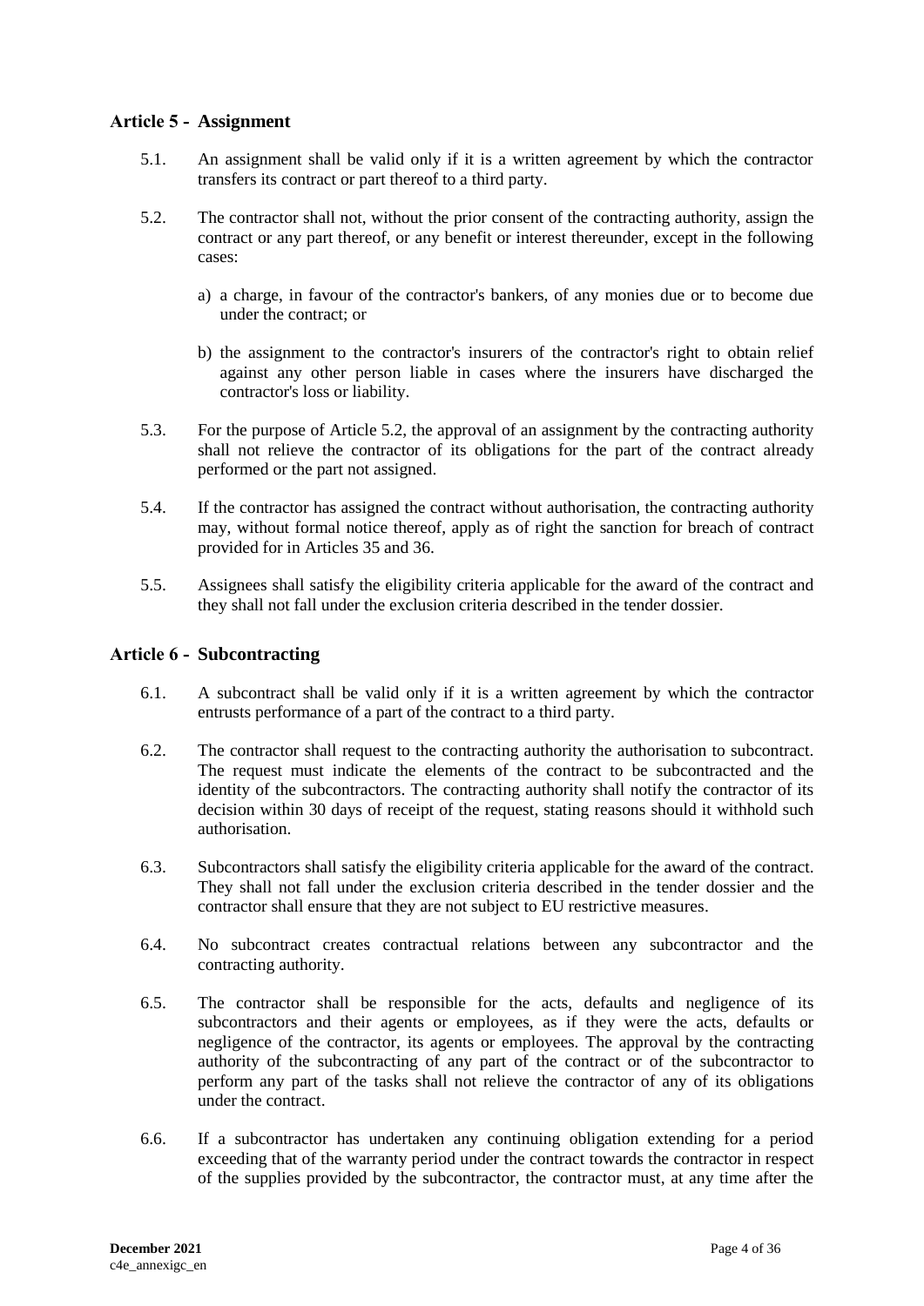## Article 5 - Assignment

5.1. An assignment shall be valid only if it is a written agreement by which the contractor transfers its contract or part thereof to a third party.

5.2. The contractor shall not, without the prior consent of the contracting authority, assign the contract or any part thereof, or any benefit or interest thereunder, except in the following cases:

a) a charge, in favour of the contractor's bankers, of any monies due or to become due under the contract; or

b) the assignment to the contractor's insurers of the contractor's right to obtain relief against any other person liable in cases where the insurers have discharged the contractor's loss or liability.

5.3. For the purpose of Article 5.2, the approval of an assignment by the contracting authority shall not relieve the contractor of its obligations for the part of the contract already performed or the part not assigned.

5.4. If the contractor has assigned the contract without authorisation, the contracting authority may, without formal notice thereof, apply as of right the sanction for breach of contract provided for in Articles 35 and 36.

5.5. Assignees shall satisfy the eligibility criteria applicable for the award of the contract and they shall not fall under the exclusion criteria described in the tender dossier.

## Article 6 - Subcontracting

6.1. A subcontract shall be valid only if it is a written agreement by which the contractor entrusts performance of a part of the contract to a third party.

6.2. The contractor shall request to the contracting authority the authorisation to subcontract. The request must indicate the elements of the contract to be subcontracted and the identity of the subcontractors. The contracting authority shall notify the contractor of its decision within 30 days of receipt of the request, stating reasons should it withhold such authorisation.

6.3. Subcontractors shall satisfy the eligibility criteria applicable for the award of the contract. They shall not fall under the exclusion criteria described in the tender dossier and the contractor shall ensure that they are not subject to EU restrictive measures.

6.4. No subcontract creates contractual relations between any subcontractor and the contracting authority.

6.5. The contractor shall be responsible for the acts, defaults and negligence of its subcontractors and their agents or employees, as if they were the acts, defaults or negligence of the contractor, its agents or employees. The approval by the contracting authority of the subcontracting of any part of the contract or of the subcontractor to perform any part of the tasks shall not relieve the contractor of any of its obligations under the contract.

6.6. If a subcontractor has undertaken any continuing obligation extending for a period exceeding that of the warranty period under the contract towards the contractor in respect of the supplies provided by the subcontractor, the contractor must, at any time after the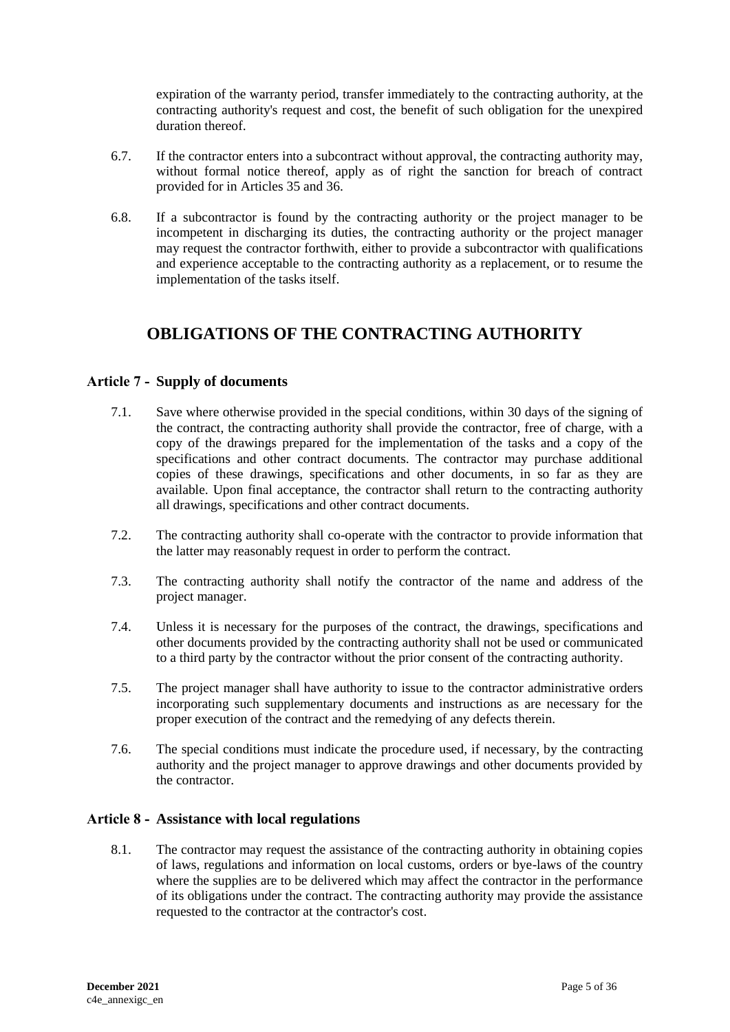expiration of the warranty period, transfer immediately to the contracting authority, at the contracting authority's request and cost, the benefit of such obligation for the unexpired duration thereof.

6.7. If the contractor enters into a subcontract without approval, the contracting authority may, without formal notice thereof, apply as of right the sanction for breach of contract provided for in Articles 35 and 36.

6.8. If a subcontractor is found by the contracting authority or the project manager to be incompetent in discharging its duties, the contracting authority or the project manager may request the contractor forthwith, either to provide a subcontractor with qualifications and experience acceptable to the contracting authority as a replacement, or to resume the implementation of the tasks itself.

# OBLIGATIONS OF THE CONTRACTING AUTHORITY

## Article 7 - Supply of documents

7.1. Save where otherwise provided in the special conditions, within 30 days of the signing of the contract, the contracting authority shall provide the contractor, free of charge, with a copy of the drawings prepared for the implementation of the tasks and a copy of the specifications and other contract documents. The contractor may purchase additional copies of these drawings, specifications and other documents, in so far as they are available. Upon final acceptance, the contractor shall return to the contracting authority all drawings, specifications and other contract documents.

7.2. The contracting authority shall co-operate with the contractor to provide information that the latter may reasonably request in order to perform the contract.

7.3. The contracting authority shall notify the contractor of the name and address of the project manager.

7.4. Unless it is necessary for the purposes of the contract, the drawings, specifications and other documents provided by the contracting authority shall not be used or communicated to a third party by the contractor without the prior consent of the contracting authority.

7.5. The project manager shall have authority to issue to the contractor administrative orders incorporating such supplementary documents and instructions as are necessary for the proper execution of the contract and the remedying of any defects therein.

7.6. The special conditions must indicate the procedure used, if necessary, by the contracting authority and the project manager to approve drawings and other documents provided by the contractor.

## Article 8 - Assistance with local regulations

8.1. The contractor may request the assistance of the contracting authority in obtaining copies of laws, regulations and information on local customs, orders or bye-laws of the country where the supplies are to be delivered which may affect the contractor in the performance of its obligations under the contract. The contracting authority may provide the assistance requested to the contractor at the contractor's cost.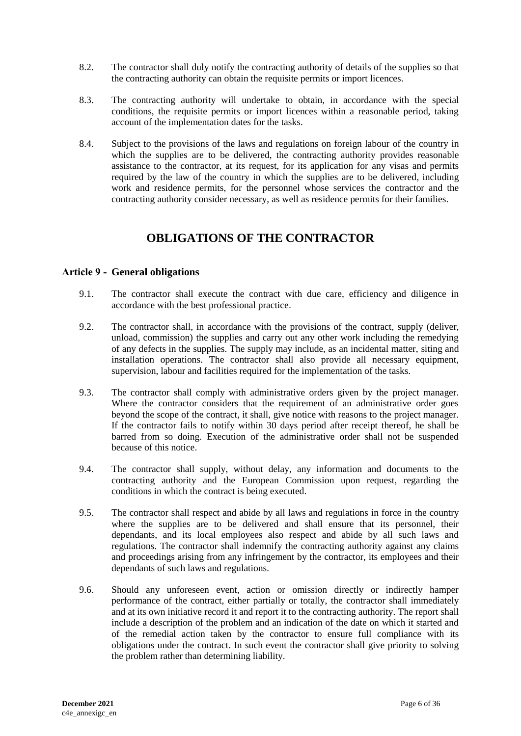8.2. The contractor shall duly notify the contracting authority of details of the supplies so that the contracting authority can obtain the requisite permits or import licences.

8.3. The contracting authority will undertake to obtain, in accordance with the special conditions, the requisite permits or import licences within a reasonable period, taking account of the implementation dates for the tasks.

8.4. Subject to the provisions of the laws and regulations on foreign labour of the country in which the supplies are to be delivered, the contracting authority provides reasonable assistance to the contractor, at its request, for its application for any visas and permits required by the law of the country in which the supplies are to be delivered, including work and residence permits, for the personnel whose services the contractor and the contracting authority consider necessary, as well as residence permits for their families.

# OBLIGATIONS OF THE CONTRACTOR

## Article 9 - General obligations

9.1. The contractor shall execute the contract with due care, efficiency and diligence in accordance with the best professional practice.

9.2. The contractor shall, in accordance with the provisions of the contract, supply (deliver, unload, commission) the supplies and carry out any other work including the remedying of any defects in the supplies. The supply may include, as an incidental matter, siting and installation operations. The contractor shall also provide all necessary equipment, supervision, labour and facilities required for the implementation of the tasks.

9.3. The contractor shall comply with administrative orders given by the project manager. Where the contractor considers that the requirement of an administrative order goes beyond the scope of the contract, it shall, give notice with reasons to the project manager. If the contractor fails to notify within 30 days period after receipt thereof, he shall be barred from so doing. Execution of the administrative order shall not be suspended because of this notice.

9.4. The contractor shall supply, without delay, any information and documents to the contracting authority and the European Commission upon request, regarding the conditions in which the contract is being executed.

9.5. The contractor shall respect and abide by all laws and regulations in force in the country where the supplies are to be delivered and shall ensure that its personnel, their dependants, and its local employees also respect and abide by all such laws and regulations. The contractor shall indemnify the contracting authority against any claims and proceedings arising from any infringement by the contractor, its employees and their dependants of such laws and regulations.

9.6. Should any unforeseen event, action or omission directly or indirectly hamper performance of the contract, either partially or totally, the contractor shall immediately and at its own initiative record it and report it to the contracting authority. The report shall include a description of the problem and an indication of the date on which it started and of the remedial action taken by the contractor to ensure full compliance with its obligations under the contract. In such event the contractor shall give priority to solving the problem rather than determining liability.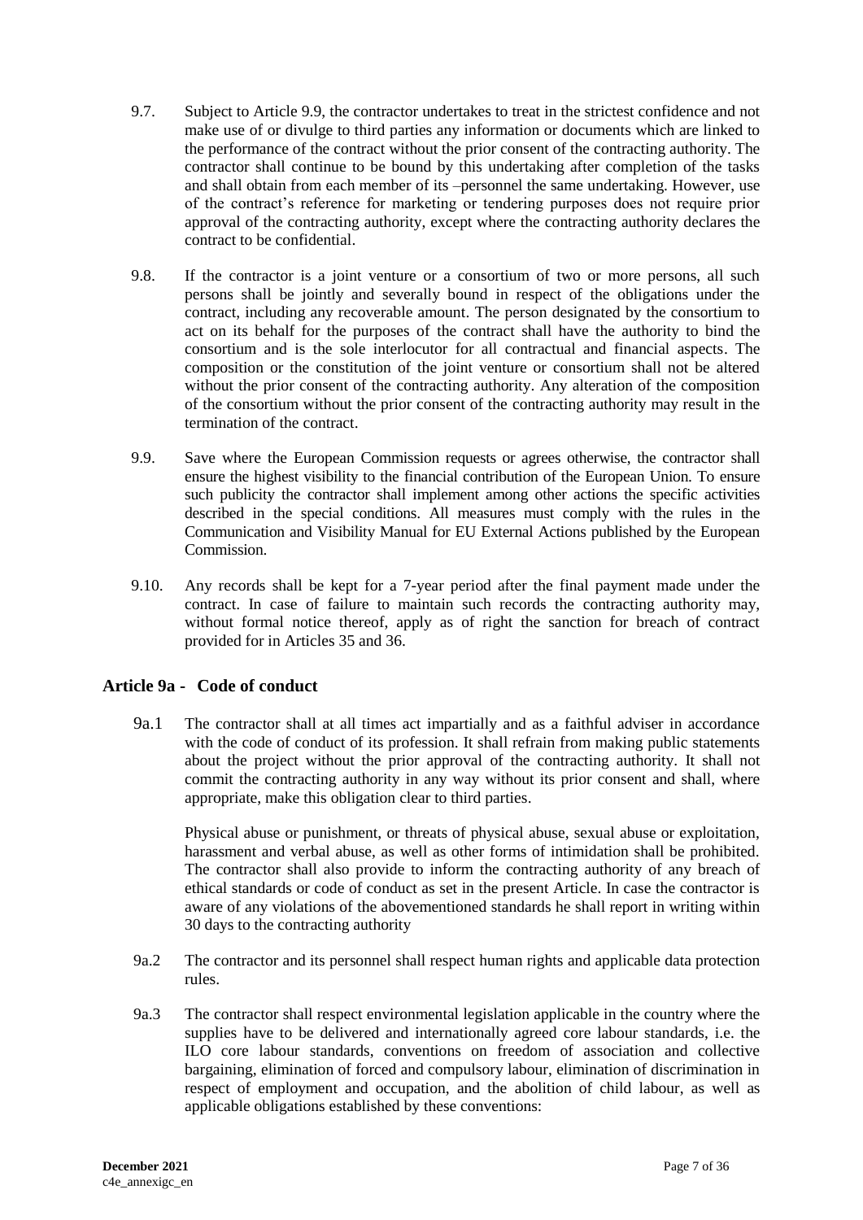9.7. Subject to Article 9.9, the contractor undertakes to treat in the strictest confidence and not make use of or divulge to third parties any information or documents which are linked to the performance of the contract without the prior consent of the contracting authority. The contractor shall continue to be bound by this undertaking after completion of the tasks and shall obtain from each member of its –personnel the same undertaking. However, use of the contract's reference for marketing or tendering purposes does not require prior approval of the contracting authority, except where the contracting authority declares the contract to be confidential.

9.8. If the contractor is a joint venture or a consortium of two or more persons, all such persons shall be jointly and severally bound in respect of the obligations under the contract, including any recoverable amount. The person designated by the consortium to act on its behalf for the purposes of the contract shall have the authority to bind the consortium and is the sole interlocutor for all contractual and financial aspects. The composition or the constitution of the joint venture or consortium shall not be altered without the prior consent of the contracting authority. Any alteration of the composition of the consortium without the prior consent of the contracting authority may result in the termination of the contract.

9.9. Save where the European Commission requests or agrees otherwise, the contractor shall ensure the highest visibility to the financial contribution of the European Union. To ensure such publicity the contractor shall implement among other actions the specific activities described in the special conditions. All measures must comply with the rules in the Communication and Visibility Manual for EU External Actions published by the European Commission.

9.10. Any records shall be kept for a 7-year period after the final payment made under the contract. In case of failure to maintain such records the contracting authority may, without formal notice thereof, apply as of right the sanction for breach of contract provided for in Articles 35 and 36.

## Article 9a - Code of conduct

9a.1 The contractor shall at all times act impartially and as a faithful adviser in accordance with the code of conduct of its profession. It shall refrain from making public statements about the project without the prior approval of the contracting authority. It shall not commit the contracting authority in any way without its prior consent and shall, where appropriate, make this obligation clear to third parties.

Physical abuse or punishment, or threats of physical abuse, sexual abuse or exploitation, harassment and verbal abuse, as well as other forms of intimidation shall be prohibited. The contractor shall also provide to inform the contracting authority of any breach of ethical standards or code of conduct as set in the present Article. In case the contractor is aware of any violations of the abovementioned standards he shall report in writing within 30 days to the contracting authority

9a.2 The contractor and its personnel shall respect human rights and applicable data protection rules.

9a.3 The contractor shall respect environmental legislation applicable in the country where the supplies have to be delivered and internationally agreed core labour standards, i.e. the ILO core labour standards, conventions on freedom of association and collective bargaining, elimination of forced and compulsory labour, elimination of discrimination in respect of employment and occupation, and the abolition of child labour, as well as applicable obligations established by these conventions: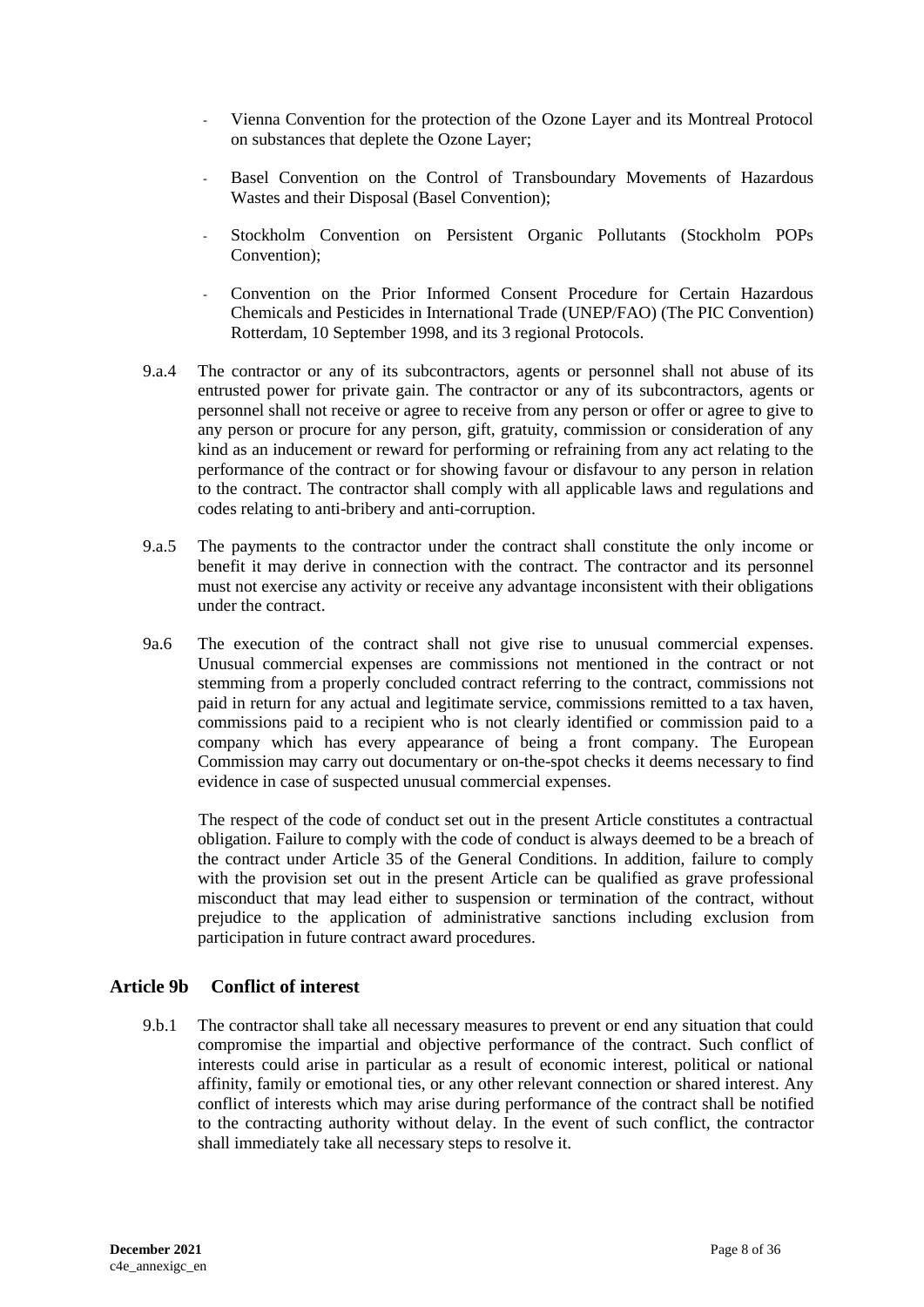- Vienna Convention for the protection of the Ozone Layer and its Montreal Protocol on substances that deplete the Ozone Layer;
- Basel Convention on the Control of Transboundary Movements of Hazardous Wastes and their Disposal (Basel Convention);
- Stockholm Convention on Persistent Organic Pollutants (Stockholm POPs Convention);
- Convention on the Prior Informed Consent Procedure for Certain Hazardous Chemicals and Pesticides in International Trade (UNEP/FAO) (The PIC Convention) Rotterdam, 10 September 1998, and its 3 regional Protocols.

9.a.4 The contractor or any of its subcontractors, agents or personnel shall not abuse of its entrusted power for private gain. The contractor or any of its subcontractors, agents or personnel shall not receive or agree to receive from any person or offer or agree to give to any person or procure for any person, gift, gratuity, commission or consideration of any kind as an inducement or reward for performing or refraining from any act relating to the performance of the contract or for showing favour or disfavour to any person in relation to the contract. The contractor shall comply with all applicable laws and regulations and codes relating to anti-bribery and anti-corruption.

9.a.5 The payments to the contractor under the contract shall constitute the only income or benefit it may derive in connection with the contract. The contractor and its personnel must not exercise any activity or receive any advantage inconsistent with their obligations under the contract.

9a.6 The execution of the contract shall not give rise to unusual commercial expenses. Unusual commercial expenses are commissions not mentioned in the contract or not stemming from a properly concluded contract referring to the contract, commissions not paid in return for any actual and legitimate service, commissions remitted to a tax haven, commissions paid to a recipient who is not clearly identified or commission paid to a company which has every appearance of being a front company. The European Commission may carry out documentary or on-the-spot checks it deems necessary to find evidence in case of suspected unusual commercial expenses.

The respect of the code of conduct set out in the present Article constitutes a contractual obligation. Failure to comply with the code of conduct is always deemed to be a breach of the contract under Article 35 of the General Conditions. In addition, failure to comply with the provision set out in the present Article can be qualified as grave professional misconduct that may lead either to suspension or termination of the contract, without prejudice to the application of administrative sanctions including exclusion from participation in future contract award procedures.

## Article 9b Conflict of interest

9.b.1 The contractor shall take all necessary measures to prevent or end any situation that could compromise the impartial and objective performance of the contract. Such conflict of interests could arise in particular as a result of economic interest, political or national affinity, family or emotional ties, or any other relevant connection or shared interest. Any conflict of interests which may arise during performance of the contract shall be notified to the contracting authority without delay. In the event of such conflict, the contractor shall immediately take all necessary steps to resolve it.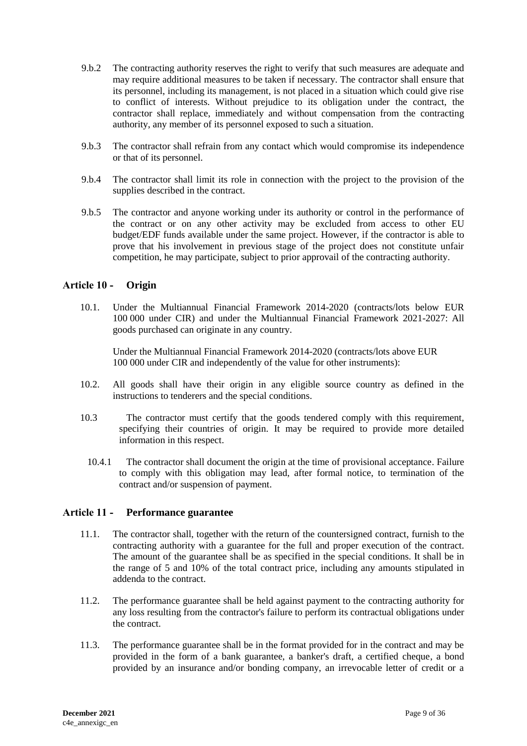9.b.2 The contracting authority reserves the right to verify that such measures are adequate and may require additional measures to be taken if necessary. The contractor shall ensure that its personnel, including its management, is not placed in a situation which could give rise to conflict of interests. Without prejudice to its obligation under the contract, the contractor shall replace, immediately and without compensation from the contracting authority, any member of its personnel exposed to such a situation.

9.b.3 The contractor shall refrain from any contact which would compromise its independence or that of its personnel.

9.b.4 The contractor shall limit its role in connection with the project to the provision of the supplies described in the contract.

9.b.5 The contractor and anyone working under its authority or control in the performance of the contract or on any other activity may be excluded from access to other EU budget/EDF funds available under the same project. However, if the contractor is able to prove that his involvement in previous stage of the project does not constitute unfair competition, he may participate, subject to prior approvail of the contracting authority.

## Article 10 - Origin

10.1. Under the Multiannual Financial Framework 2014-2020 (contracts/lots below EUR 100 000 under CIR) and under the Multiannual Financial Framework 2021-2027: All goods purchased can originate in any country.

Under the Multiannual Financial Framework 2014-2020 (contracts/lots above EUR 100 000 under CIR and independently of the value for other instruments):

10.2. All goods shall have their origin in any eligible source country as defined in the instructions to tenderers and the special conditions.

10.3 The contractor must certify that the goods tendered comply with this requirement, specifying their countries of origin. It may be required to provide more detailed information in this respect.

10.4.1 The contractor shall document the origin at the time of provisional acceptance. Failure to comply with this obligation may lead, after formal notice, to termination of the contract and/or suspension of payment.

## Article 11 - Performance guarantee

11.1. The contractor shall, together with the return of the countersigned contract, furnish to the contracting authority with a guarantee for the full and proper execution of the contract. The amount of the guarantee shall be as specified in the special conditions. It shall be in the range of 5 and 10% of the total contract price, including any amounts stipulated in addenda to the contract.

11.2. The performance guarantee shall be held against payment to the contracting authority for any loss resulting from the contractor's failure to perform its contractual obligations under the contract.

11.3. The performance guarantee shall be in the format provided for in the contract and may be provided in the form of a bank guarantee, a banker's draft, a certified cheque, a bond provided by an insurance and/or bonding company, an irrevocable letter of credit or a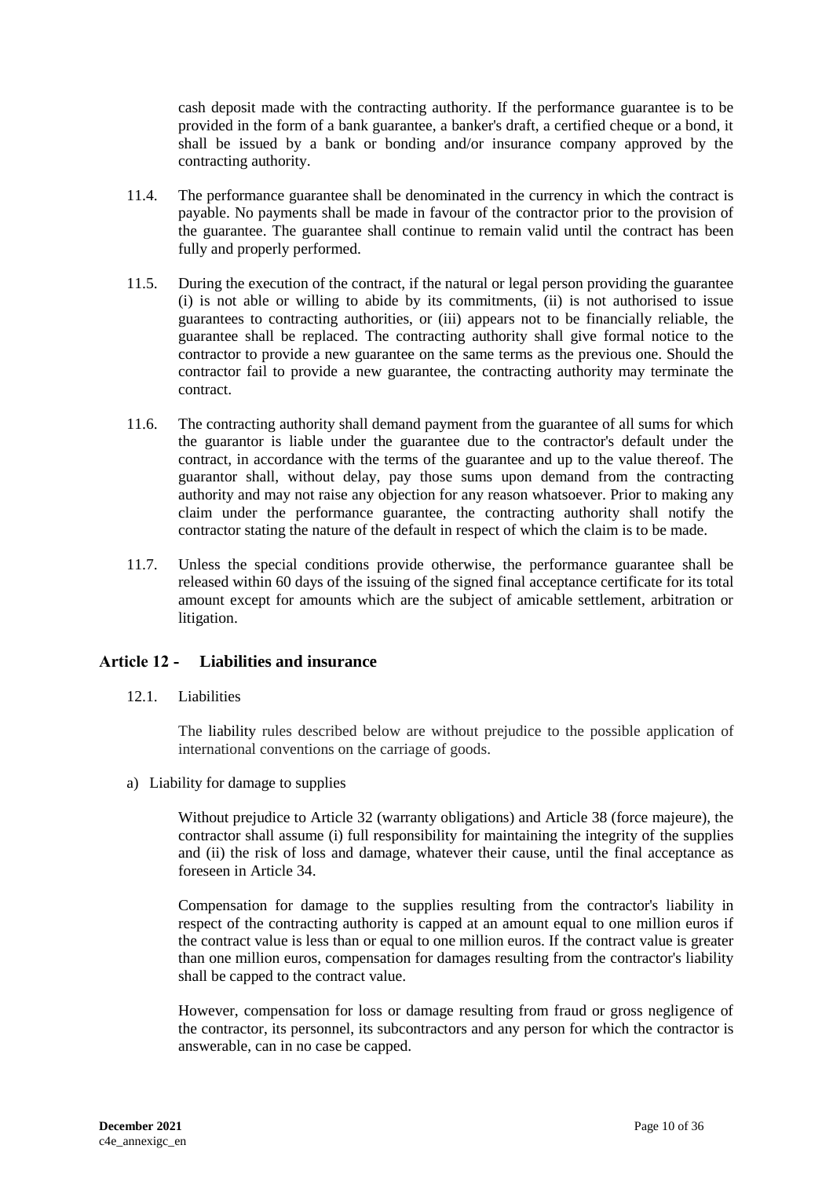cash deposit made with the contracting authority. If the performance guarantee is to be provided in the form of a bank guarantee, a banker's draft, a certified cheque or a bond, it shall be issued by a bank or bonding and/or insurance company approved by the contracting authority.

11.4. The performance guarantee shall be denominated in the currency in which the contract is payable. No payments shall be made in favour of the contractor prior to the provision of the guarantee. The guarantee shall continue to remain valid until the contract has been fully and properly performed.

11.5. During the execution of the contract, if the natural or legal person providing the guarantee (i) is not able or willing to abide by its commitments, (ii) is not authorised to issue guarantees to contracting authorities, or (iii) appears not to be financially reliable, the guarantee shall be replaced. The contracting authority shall give formal notice to the contractor to provide a new guarantee on the same terms as the previous one. Should the contractor fail to provide a new guarantee, the contracting authority may terminate the contract.

11.6. The contracting authority shall demand payment from the guarantee of all sums for which the guarantor is liable under the guarantee due to the contractor's default under the contract, in accordance with the terms of the guarantee and up to the value thereof. The guarantor shall, without delay, pay those sums upon demand from the contracting authority and may not raise any objection for any reason whatsoever. Prior to making any claim under the performance guarantee, the contracting authority shall notify the contractor stating the nature of the default in respect of which the claim is to be made.

11.7. Unless the special conditions provide otherwise, the performance guarantee shall be released within 60 days of the issuing of the signed final acceptance certificate for its total amount except for amounts which are the subject of amicable settlement, arbitration or litigation.

## Article 12 - Liabilities and insurance

12.1. Liabilities

The liability rules described below are without prejudice to the possible application of international conventions on the carriage of goods.

a) Liability for damage to supplies

Without prejudice to Article 32 (warranty obligations) and Article 38 (force majeure), the contractor shall assume (i) full responsibility for maintaining the integrity of the supplies and (ii) the risk of loss and damage, whatever their cause, until the final acceptance as foreseen in Article 34.

Compensation for damage to the supplies resulting from the contractor's liability in respect of the contracting authority is capped at an amount equal to one million euros if the contract value is less than or equal to one million euros. If the contract value is greater than one million euros, compensation for damages resulting from the contractor's liability shall be capped to the contract value.

However, compensation for loss or damage resulting from fraud or gross negligence of the contractor, its personnel, its subcontractors and any person for which the contractor is answerable, can in no case be capped.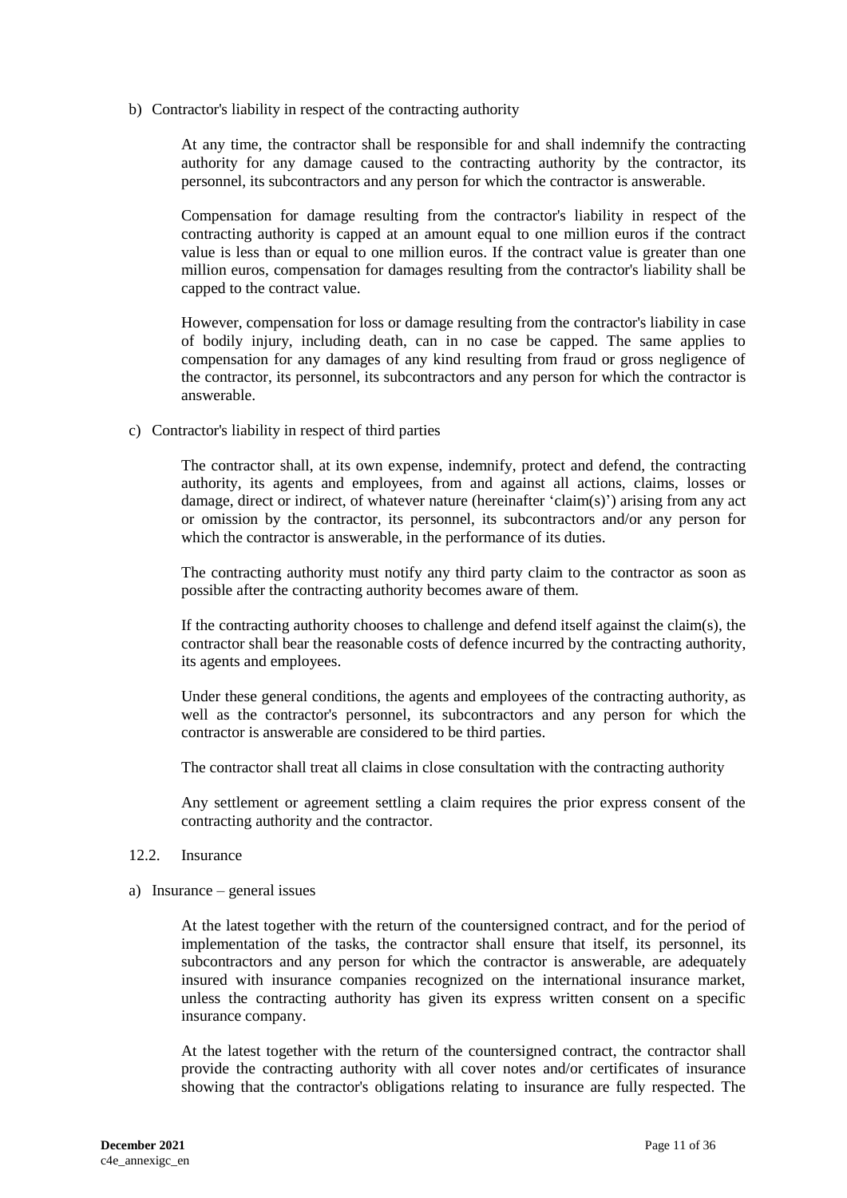b) Contractor's liability in respect of the contracting authority

At any time, the contractor shall be responsible for and shall indemnify the contracting authority for any damage caused to the contracting authority by the contractor, its personnel, its subcontractors and any person for which the contractor is answerable.

Compensation for damage resulting from the contractor's liability in respect of the contracting authority is capped at an amount equal to one million euros if the contract value is less than or equal to one million euros. If the contract value is greater than one million euros, compensation for damages resulting from the contractor's liability shall be capped to the contract value.

However, compensation for loss or damage resulting from the contractor's liability in case of bodily injury, including death, can in no case be capped. The same applies to compensation for any damages of any kind resulting from fraud or gross negligence of the contractor, its personnel, its subcontractors and any person for which the contractor is answerable.

c) Contractor's liability in respect of third parties

The contractor shall, at its own expense, indemnify, protect and defend, the contracting authority, its agents and employees, from and against all actions, claims, losses or damage, direct or indirect, of whatever nature (hereinafter 'claim(s)') arising from any act or omission by the contractor, its personnel, its subcontractors and/or any person for which the contractor is answerable, in the performance of its duties.

The contracting authority must notify any third party claim to the contractor as soon as possible after the contracting authority becomes aware of them.

If the contracting authority chooses to challenge and defend itself against the claim(s), the contractor shall bear the reasonable costs of defence incurred by the contracting authority, its agents and employees.

Under these general conditions, the agents and employees of the contracting authority, as well as the contractor's personnel, its subcontractors and any person for which the contractor is answerable are considered to be third parties.

The contractor shall treat all claims in close consultation with the contracting authority

Any settlement or agreement settling a claim requires the prior express consent of the contracting authority and the contractor.

12.2. Insurance

a) Insurance – general issues

At the latest together with the return of the countersigned contract, and for the period of implementation of the tasks, the contractor shall ensure that itself, its personnel, its subcontractors and any person for which the contractor is answerable, are adequately insured with insurance companies recognized on the international insurance market, unless the contracting authority has given its express written consent on a specific insurance company.

At the latest together with the return of the countersigned contract, the contractor shall provide the contracting authority with all cover notes and/or certificates of insurance showing that the contractor's obligations relating to insurance are fully respected. The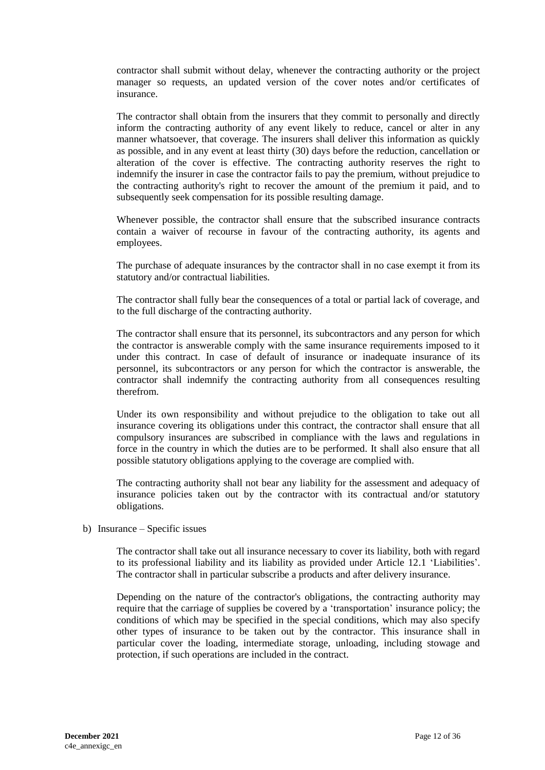contractor shall submit without delay, whenever the contracting authority or the project manager so requests, an updated version of the cover notes and/or certificates of insurance.

The contractor shall obtain from the insurers that they commit to personally and directly inform the contracting authority of any event likely to reduce, cancel or alter in any manner whatsoever, that coverage. The insurers shall deliver this information as quickly as possible, and in any event at least thirty (30) days before the reduction, cancellation or alteration of the cover is effective. The contracting authority reserves the right to indemnify the insurer in case the contractor fails to pay the premium, without prejudice to the contracting authority's right to recover the amount of the premium it paid, and to subsequently seek compensation for its possible resulting damage.

Whenever possible, the contractor shall ensure that the subscribed insurance contracts contain a waiver of recourse in favour of the contracting authority, its agents and employees.

The purchase of adequate insurances by the contractor shall in no case exempt it from its statutory and/or contractual liabilities.

The contractor shall fully bear the consequences of a total or partial lack of coverage, and to the full discharge of the contracting authority.

The contractor shall ensure that its personnel, its subcontractors and any person for which the contractor is answerable comply with the same insurance requirements imposed to it under this contract. In case of default of insurance or inadequate insurance of its personnel, its subcontractors or any person for which the contractor is answerable, the contractor shall indemnify the contracting authority from all consequences resulting therefrom.

Under its own responsibility and without prejudice to the obligation to take out all insurance covering its obligations under this contract, the contractor shall ensure that all compulsory insurances are subscribed in compliance with the laws and regulations in force in the country in which the duties are to be performed. It shall also ensure that all possible statutory obligations applying to the coverage are complied with.

The contracting authority shall not bear any liability for the assessment and adequacy of insurance policies taken out by the contractor with its contractual and/or statutory obligations.

b) Insurance – Specific issues

The contractor shall take out all insurance necessary to cover its liability, both with regard to its professional liability and its liability as provided under Article 12.1 'Liabilities'. The contractor shall in particular subscribe a products and after delivery insurance.

Depending on the nature of the contractor's obligations, the contracting authority may require that the carriage of supplies be covered by a 'transportation' insurance policy; the conditions of which may be specified in the special conditions, which may also specify other types of insurance to be taken out by the contractor. This insurance shall in particular cover the loading, intermediate storage, unloading, including stowage and protection, if such operations are included in the contract.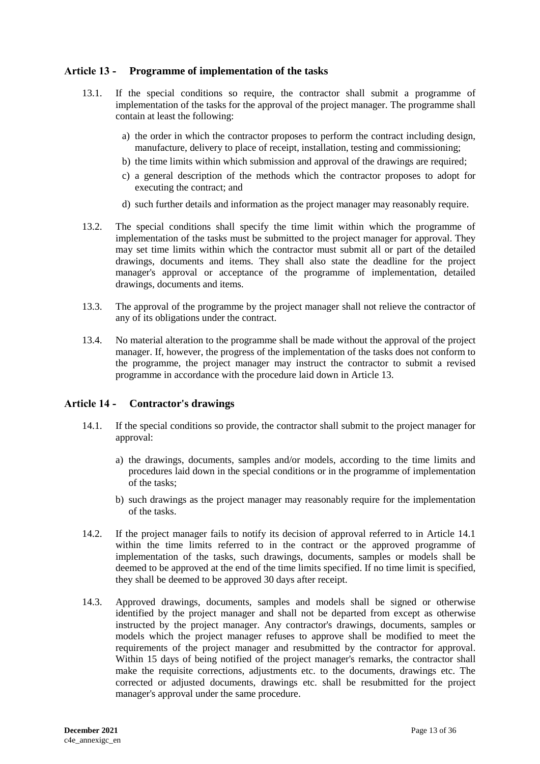## Article 13 - Programme of implementation of the tasks

13.1. If the special conditions so require, the contractor shall submit a programme of implementation of the tasks for the approval of the project manager. The programme shall contain at least the following:

a) the order in which the contractor proposes to perform the contract including design, manufacture, delivery to place of receipt, installation, testing and commissioning;

b) the time limits within which submission and approval of the drawings are required;

c) a general description of the methods which the contractor proposes to adopt for executing the contract; and

d) such further details and information as the project manager may reasonably require.

13.2. The special conditions shall specify the time limit within which the programme of implementation of the tasks must be submitted to the project manager for approval. They may set time limits within which the contractor must submit all or part of the detailed drawings, documents and items. They shall also state the deadline for the project manager's approval or acceptance of the programme of implementation, detailed drawings, documents and items.

13.3. The approval of the programme by the project manager shall not relieve the contractor of any of its obligations under the contract.

13.4. No material alteration to the programme shall be made without the approval of the project manager. If, however, the progress of the implementation of the tasks does not conform to the programme, the project manager may instruct the contractor to submit a revised programme in accordance with the procedure laid down in Article 13.

## Article 14 - Contractor's drawings

14.1. If the special conditions so provide, the contractor shall submit to the project manager for approval:

a) the drawings, documents, samples and/or models, according to the time limits and procedures laid down in the special conditions or in the programme of implementation of the tasks;

b) such drawings as the project manager may reasonably require for the implementation of the tasks.

14.2. If the project manager fails to notify its decision of approval referred to in Article 14.1 within the time limits referred to in the contract or the approved programme of implementation of the tasks, such drawings, documents, samples or models shall be deemed to be approved at the end of the time limits specified. If no time limit is specified, they shall be deemed to be approved 30 days after receipt.

14.3. Approved drawings, documents, samples and models shall be signed or otherwise identified by the project manager and shall not be departed from except as otherwise instructed by the project manager. Any contractor's drawings, documents, samples or models which the project manager refuses to approve shall be modified to meet the requirements of the project manager and resubmitted by the contractor for approval. Within 15 days of being notified of the project manager's remarks, the contractor shall make the requisite corrections, adjustments etc. to the documents, drawings etc. The corrected or adjusted documents, drawings etc. shall be resubmitted for the project manager's approval under the same procedure.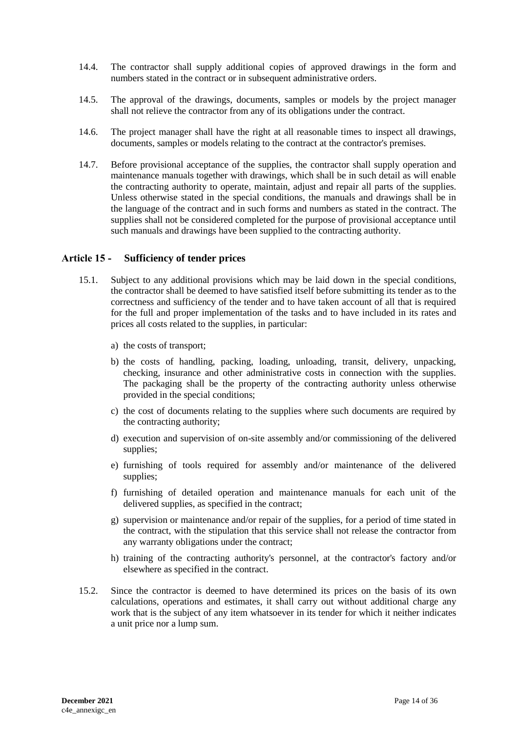14.4. The contractor shall supply additional copies of approved drawings in the form and numbers stated in the contract or in subsequent administrative orders.

14.5. The approval of the drawings, documents, samples or models by the project manager shall not relieve the contractor from any of its obligations under the contract.

14.6. The project manager shall have the right at all reasonable times to inspect all drawings, documents, samples or models relating to the contract at the contractor's premises.

14.7. Before provisional acceptance of the supplies, the contractor shall supply operation and maintenance manuals together with drawings, which shall be in such detail as will enable the contracting authority to operate, maintain, adjust and repair all parts of the supplies. Unless otherwise stated in the special conditions, the manuals and drawings shall be in the language of the contract and in such forms and numbers as stated in the contract. The supplies shall not be considered completed for the purpose of provisional acceptance until such manuals and drawings have been supplied to the contracting authority.

## Article 15 - Sufficiency of tender prices

15.1. Subject to any additional provisions which may be laid down in the special conditions, the contractor shall be deemed to have satisfied itself before submitting its tender as to the correctness and sufficiency of the tender and to have taken account of all that is required for the full and proper implementation of the tasks and to have included in its rates and prices all costs related to the supplies, in particular:

a) the costs of transport;

b) the costs of handling, packing, loading, unloading, transit, delivery, unpacking, checking, insurance and other administrative costs in connection with the supplies. The packaging shall be the property of the contracting authority unless otherwise provided in the special conditions;

c) the cost of documents relating to the supplies where such documents are required by the contracting authority;

d) execution and supervision of on-site assembly and/or commissioning of the delivered supplies;

e) furnishing of tools required for assembly and/or maintenance of the delivered supplies;

f) furnishing of detailed operation and maintenance manuals for each unit of the delivered supplies, as specified in the contract;

g) supervision or maintenance and/or repair of the supplies, for a period of time stated in the contract, with the stipulation that this service shall not release the contractor from any warranty obligations under the contract;

h) training of the contracting authority's personnel, at the contractor's factory and/or elsewhere as specified in the contract.

15.2. Since the contractor is deemed to have determined its prices on the basis of its own calculations, operations and estimates, it shall carry out without additional charge any work that is the subject of any item whatsoever in its tender for which it neither indicates a unit price nor a lump sum.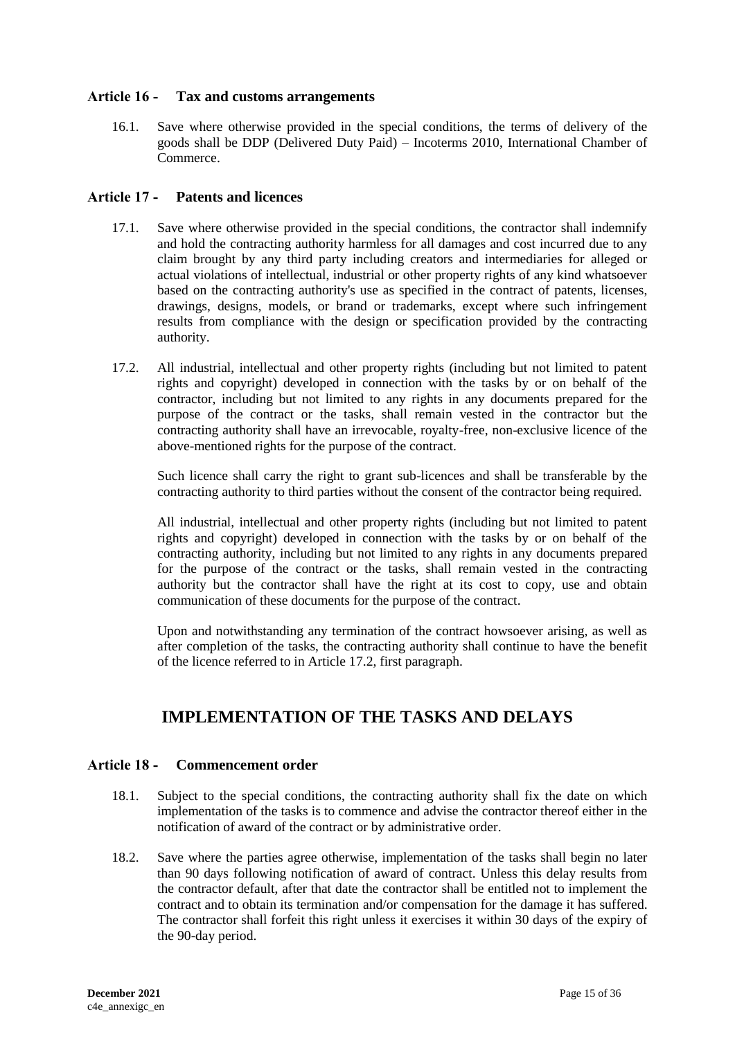### Article 16 - Tax and customs arrangements

16.1. Save where otherwise provided in the special conditions, the terms of delivery of the goods shall be DDP (Delivered Duty Paid) – Incoterms 2010, International Chamber of Commerce.

### Article 17 - Patents and licences

17.1. Save where otherwise provided in the special conditions, the contractor shall indemnify and hold the contracting authority harmless for all damages and cost incurred due to any claim brought by any third party including creators and intermediaries for alleged or actual violations of intellectual, industrial or other property rights of any kind whatsoever based on the contracting authority's use as specified in the contract of patents, licenses, drawings, designs, models, or brand or trademarks, except where such infringement results from compliance with the design or specification provided by the contracting authority.

17.2. All industrial, intellectual and other property rights (including but not limited to patent rights and copyright) developed in connection with the tasks by or on behalf of the contractor, including but not limited to any rights in any documents prepared for the purpose of the contract or the tasks, shall remain vested in the contractor but the contracting authority shall have an irrevocable, royalty-free, non-exclusive licence of the above-mentioned rights for the purpose of the contract.

Such licence shall carry the right to grant sub-licences and shall be transferable by the contracting authority to third parties without the consent of the contractor being required.

All industrial, intellectual and other property rights (including but not limited to patent rights and copyright) developed in connection with the tasks by or on behalf of the contracting authority, including but not limited to any rights in any documents prepared for the purpose of the contract or the tasks, shall remain vested in the contracting authority but the contractor shall have the right at its cost to copy, use and obtain communication of these documents for the purpose of the contract.

Upon and notwithstanding any termination of the contract howsoever arising, as well as after completion of the tasks, the contracting authority shall continue to have the benefit of the licence referred to in Article 17.2, first paragraph.

## IMPLEMENTATION OF THE TASKS AND DELAYS

### Article 18 - Commencement order

18.1. Subject to the special conditions, the contracting authority shall fix the date on which implementation of the tasks is to commence and advise the contractor thereof either in the notification of award of the contract or by administrative order.

18.2. Save where the parties agree otherwise, implementation of the tasks shall begin no later than 90 days following notification of award of contract. Unless this delay results from the contractor default, after that date the contractor shall be entitled not to implement the contract and to obtain its termination and/or compensation for the damage it has suffered. The contractor shall forfeit this right unless it exercises it within 30 days of the expiry of the 90-day period.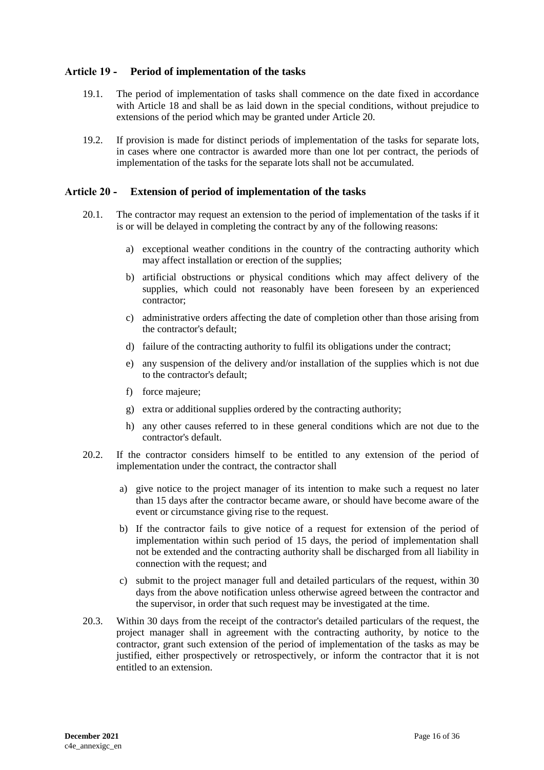## Article 19 - Period of implementation of the tasks

19.1. The period of implementation of tasks shall commence on the date fixed in accordance with Article 18 and shall be as laid down in the special conditions, without prejudice to extensions of the period which may be granted under Article 20.

19.2. If provision is made for distinct periods of implementation of the tasks for separate lots, in cases where one contractor is awarded more than one lot per contract, the periods of implementation of the tasks for the separate lots shall not be accumulated.

## Article 20 - Extension of period of implementation of the tasks

20.1. The contractor may request an extension to the period of implementation of the tasks if it is or will be delayed in completing the contract by any of the following reasons:

a) exceptional weather conditions in the country of the contracting authority which may affect installation or erection of the supplies;

b) artificial obstructions or physical conditions which may affect delivery of the supplies, which could not reasonably have been foreseen by an experienced contractor;

c) administrative orders affecting the date of completion other than those arising from the contractor's default;

d) failure of the contracting authority to fulfil its obligations under the contract;

e) any suspension of the delivery and/or installation of the supplies which is not due to the contractor's default;

f) force majeure;

g) extra or additional supplies ordered by the contracting authority;

h) any other causes referred to in these general conditions which are not due to the contractor's default.

20.2. If the contractor considers himself to be entitled to any extension of the period of implementation under the contract, the contractor shall

a) give notice to the project manager of its intention to make such a request no later than 15 days after the contractor became aware, or should have become aware of the event or circumstance giving rise to the request.

b) If the contractor fails to give notice of a request for extension of the period of implementation within such period of 15 days, the period of implementation shall not be extended and the contracting authority shall be discharged from all liability in connection with the request; and

c) submit to the project manager full and detailed particulars of the request, within 30 days from the above notification unless otherwise agreed between the contractor and the supervisor, in order that such request may be investigated at the time.

20.3. Within 30 days from the receipt of the contractor's detailed particulars of the request, the project manager shall in agreement with the contracting authority, by notice to the contractor, grant such extension of the period of implementation of the tasks as may be justified, either prospectively or retrospectively, or inform the contractor that it is not entitled to an extension.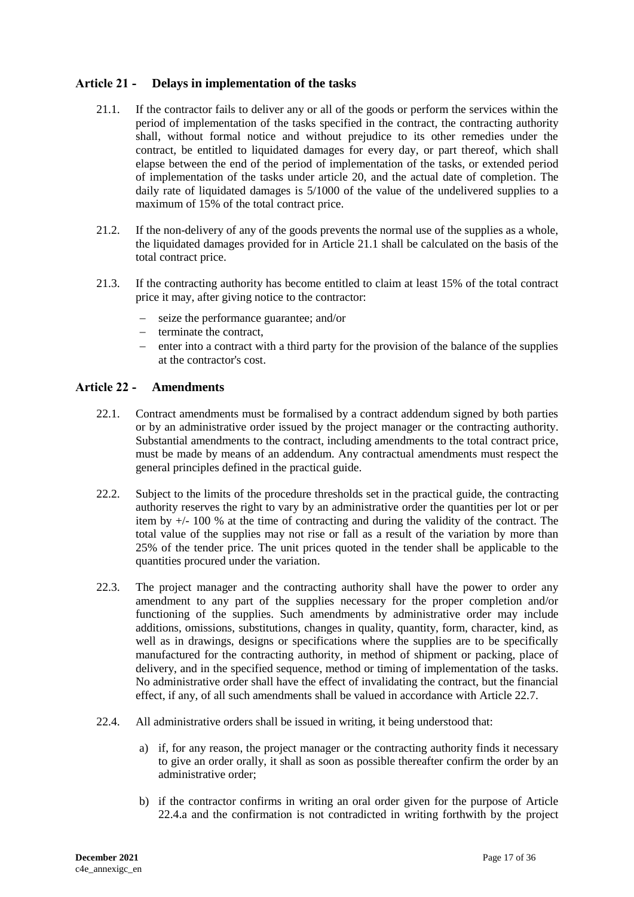## Article 21 - Delays in implementation of the tasks

21.1. If the contractor fails to deliver any or all of the goods or perform the services within the period of implementation of the tasks specified in the contract, the contracting authority shall, without formal notice and without prejudice to its other remedies under the contract, be entitled to liquidated damages for every day, or part thereof, which shall elapse between the end of the period of implementation of the tasks, or extended period of implementation of the tasks under article 20, and the actual date of completion. The daily rate of liquidated damages is 5/1000 of the value of the undelivered supplies to a maximum of 15% of the total contract price.

21.2. If the non-delivery of any of the goods prevents the normal use of the supplies as a whole, the liquidated damages provided for in Article 21.1 shall be calculated on the basis of the total contract price.

21.3. If the contracting authority has become entitled to claim at least 15% of the total contract price it may, after giving notice to the contractor:

- seize the performance guarantee; and/or
- terminate the contract,
- enter into a contract with a third party for the provision of the balance of the supplies at the contractor's cost.

## Article 22 - Amendments

22.1. Contract amendments must be formalised by a contract addendum signed by both parties or by an administrative order issued by the project manager or the contracting authority. Substantial amendments to the contract, including amendments to the total contract price, must be made by means of an addendum. Any contractual amendments must respect the general principles defined in the practical guide.

22.2. Subject to the limits of the procedure thresholds set in the practical guide, the contracting authority reserves the right to vary by an administrative order the quantities per lot or per item by +/- 100 % at the time of contracting and during the validity of the contract. The total value of the supplies may not rise or fall as a result of the variation by more than 25% of the tender price. The unit prices quoted in the tender shall be applicable to the quantities procured under the variation.

22.3. The project manager and the contracting authority shall have the power to order any amendment to any part of the supplies necessary for the proper completion and/or functioning of the supplies. Such amendments by administrative order may include additions, omissions, substitutions, changes in quality, quantity, form, character, kind, as well as in drawings, designs or specifications where the supplies are to be specifically manufactured for the contracting authority, in method of shipment or packing, place of delivery, and in the specified sequence, method or timing of implementation of the tasks. No administrative order shall have the effect of invalidating the contract, but the financial effect, if any, of all such amendments shall be valued in accordance with Article 22.7.

22.4. All administrative orders shall be issued in writing, it being understood that:

a) if, for any reason, the project manager or the contracting authority finds it necessary to give an order orally, it shall as soon as possible thereafter confirm the order by an administrative order;

b) if the contractor confirms in writing an oral order given for the purpose of Article 22.4.a and the confirmation is not contradicted in writing forthwith by the project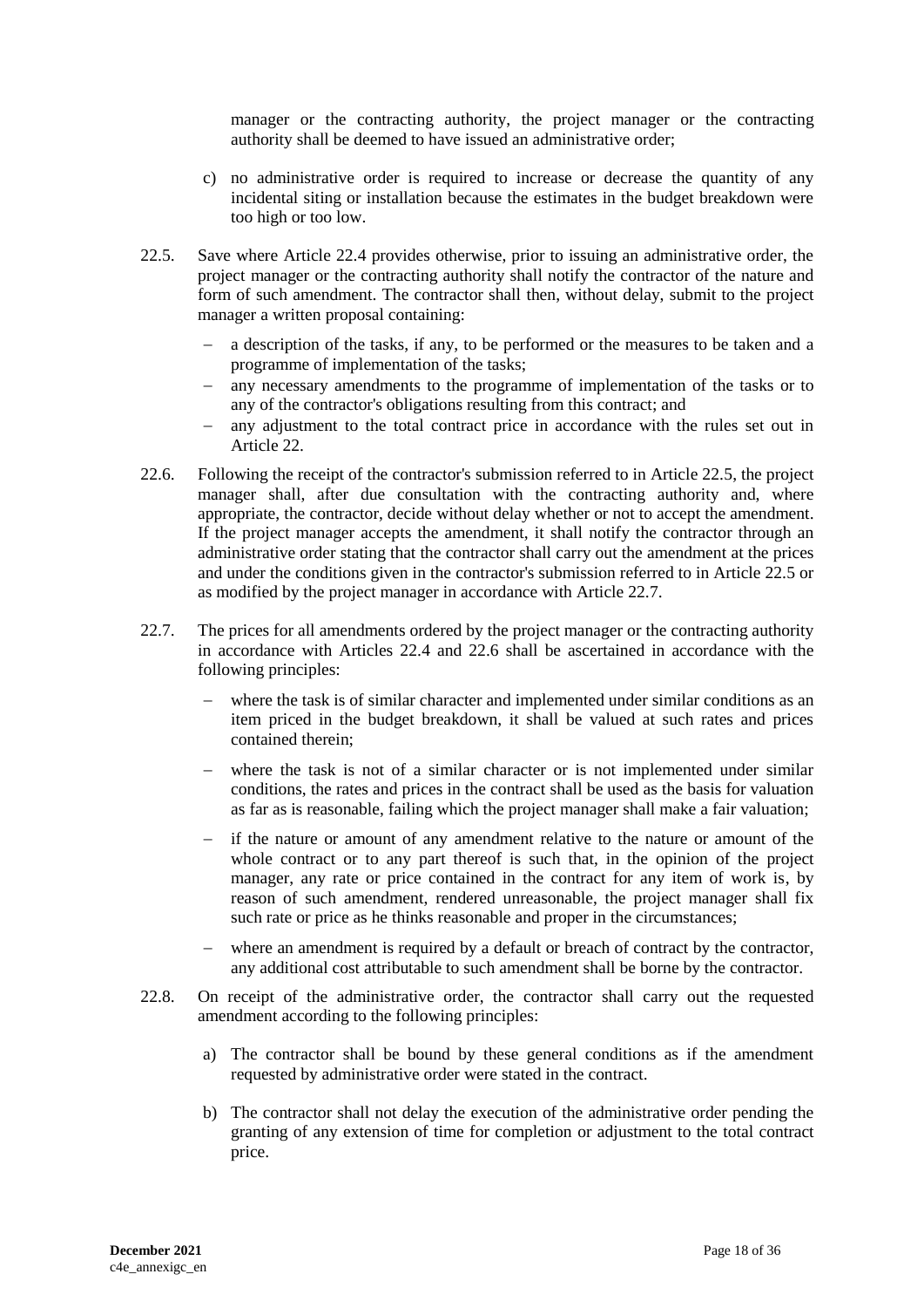manager or the contracting authority, the project manager or the contracting authority shall be deemed to have issued an administrative order;

c) no administrative order is required to increase or decrease the quantity of any incidental siting or installation because the estimates in the budget breakdown were too high or too low.

22.5. Save where Article 22.4 provides otherwise, prior to issuing an administrative order, the project manager or the contracting authority shall notify the contractor of the nature and form of such amendment. The contractor shall then, without delay, submit to the project manager a written proposal containing:

- a description of the tasks, if any, to be performed or the measures to be taken and a programme of implementation of the tasks;
- any necessary amendments to the programme of implementation of the tasks or to any of the contractor's obligations resulting from this contract; and
- any adjustment to the total contract price in accordance with the rules set out in Article 22.

22.6. Following the receipt of the contractor's submission referred to in Article 22.5, the project manager shall, after due consultation with the contracting authority and, where appropriate, the contractor, decide without delay whether or not to accept the amendment. If the project manager accepts the amendment, it shall notify the contractor through an administrative order stating that the contractor shall carry out the amendment at the prices and under the conditions given in the contractor's submission referred to in Article 22.5 or as modified by the project manager in accordance with Article 22.7.

22.7. The prices for all amendments ordered by the project manager or the contracting authority in accordance with Articles 22.4 and 22.6 shall be ascertained in accordance with the following principles:

- where the task is of similar character and implemented under similar conditions as an item priced in the budget breakdown, it shall be valued at such rates and prices contained therein;

- where the task is not of a similar character or is not implemented under similar conditions, the rates and prices in the contract shall be used as the basis for valuation as far as is reasonable, failing which the project manager shall make a fair valuation;

- if the nature or amount of any amendment relative to the nature or amount of the whole contract or to any part thereof is such that, in the opinion of the project manager, any rate or price contained in the contract for any item of work is, by reason of such amendment, rendered unreasonable, the project manager shall fix such rate or price as he thinks reasonable and proper in the circumstances;

- where an amendment is required by a default or breach of contract by the contractor, any additional cost attributable to such amendment shall be borne by the contractor.

22.8. On receipt of the administrative order, the contractor shall carry out the requested amendment according to the following principles:

a) The contractor shall be bound by these general conditions as if the amendment requested by administrative order were stated in the contract.

b) The contractor shall not delay the execution of the administrative order pending the granting of any extension of time for completion or adjustment to the total contract price.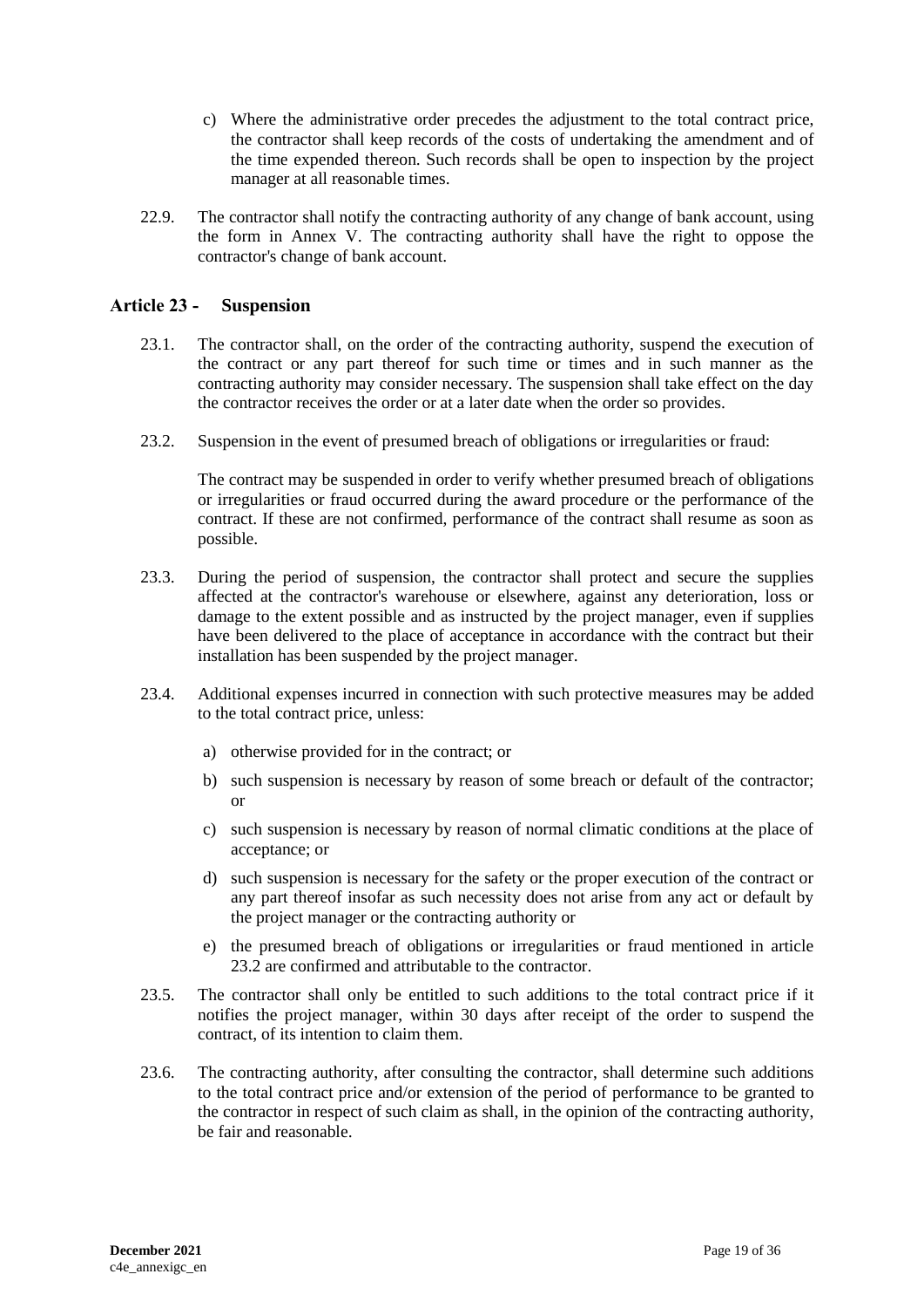c) Where the administrative order precedes the adjustment to the total contract price, the contractor shall keep records of the costs of undertaking the amendment and of the time expended thereon. Such records shall be open to inspection by the project manager at all reasonable times.

22.9. The contractor shall notify the contracting authority of any change of bank account, using the form in Annex V. The contracting authority shall have the right to oppose the contractor's change of bank account.

## Article 23 - Suspension

23.1. The contractor shall, on the order of the contracting authority, suspend the execution of the contract or any part thereof for such time or times and in such manner as the contracting authority may consider necessary. The suspension shall take effect on the day the contractor receives the order or at a later date when the order so provides.

23.2. Suspension in the event of presumed breach of obligations or irregularities or fraud:

The contract may be suspended in order to verify whether presumed breach of obligations or irregularities or fraud occurred during the award procedure or the performance of the contract. If these are not confirmed, performance of the contract shall resume as soon as possible.

23.3. During the period of suspension, the contractor shall protect and secure the supplies affected at the contractor's warehouse or elsewhere, against any deterioration, loss or damage to the extent possible and as instructed by the project manager, even if supplies have been delivered to the place of acceptance in accordance with the contract but their installation has been suspended by the project manager.

23.4. Additional expenses incurred in connection with such protective measures may be added to the total contract price, unless:

a) otherwise provided for in the contract; or

b) such suspension is necessary by reason of some breach or default of the contractor; or

c) such suspension is necessary by reason of normal climatic conditions at the place of acceptance; or

d) such suspension is necessary for the safety or the proper execution of the contract or any part thereof insofar as such necessity does not arise from any act or default by the project manager or the contracting authority or

e) the presumed breach of obligations or irregularities or fraud mentioned in article 23.2 are confirmed and attributable to the contractor.

23.5. The contractor shall only be entitled to such additions to the total contract price if it notifies the project manager, within 30 days after receipt of the order to suspend the contract, of its intention to claim them.

23.6. The contracting authority, after consulting the contractor, shall determine such additions to the total contract price and/or extension of the period of performance to be granted to the contractor in respect of such claim as shall, in the opinion of the contracting authority, be fair and reasonable.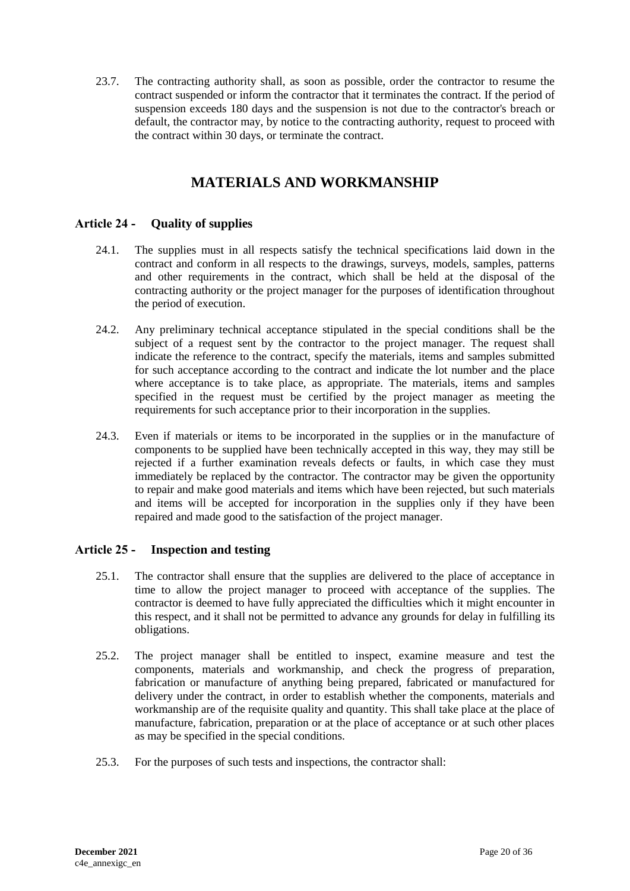23.7. The contracting authority shall, as soon as possible, order the contractor to resume the contract suspended or inform the contractor that it terminates the contract. If the period of suspension exceeds 180 days and the suspension is not due to the contractor's breach or default, the contractor may, by notice to the contracting authority, request to proceed with the contract within 30 days, or terminate the contract.

# MATERIALS AND WORKMANSHIP

## Article 24 - Quality of supplies

24.1. The supplies must in all respects satisfy the technical specifications laid down in the contract and conform in all respects to the drawings, surveys, models, samples, patterns and other requirements in the contract, which shall be held at the disposal of the contracting authority or the project manager for the purposes of identification throughout the period of execution.

24.2. Any preliminary technical acceptance stipulated in the special conditions shall be the subject of a request sent by the contractor to the project manager. The request shall indicate the reference to the contract, specify the materials, items and samples submitted for such acceptance according to the contract and indicate the lot number and the place where acceptance is to take place, as appropriate. The materials, items and samples specified in the request must be certified by the project manager as meeting the requirements for such acceptance prior to their incorporation in the supplies.

24.3. Even if materials or items to be incorporated in the supplies or in the manufacture of components to be supplied have been technically accepted in this way, they may still be rejected if a further examination reveals defects or faults, in which case they must immediately be replaced by the contractor. The contractor may be given the opportunity to repair and make good materials and items which have been rejected, but such materials and items will be accepted for incorporation in the supplies only if they have been repaired and made good to the satisfaction of the project manager.

## Article 25 - Inspection and testing

25.1. The contractor shall ensure that the supplies are delivered to the place of acceptance in time to allow the project manager to proceed with acceptance of the supplies. The contractor is deemed to have fully appreciated the difficulties which it might encounter in this respect, and it shall not be permitted to advance any grounds for delay in fulfilling its obligations.

25.2. The project manager shall be entitled to inspect, examine measure and test the components, materials and workmanship, and check the progress of preparation, fabrication or manufacture of anything being prepared, fabricated or manufactured for delivery under the contract, in order to establish whether the components, materials and workmanship are of the requisite quality and quantity. This shall take place at the place of manufacture, fabrication, preparation or at the place of acceptance or at such other places as may be specified in the special conditions.

25.3. For the purposes of such tests and inspections, the contractor shall: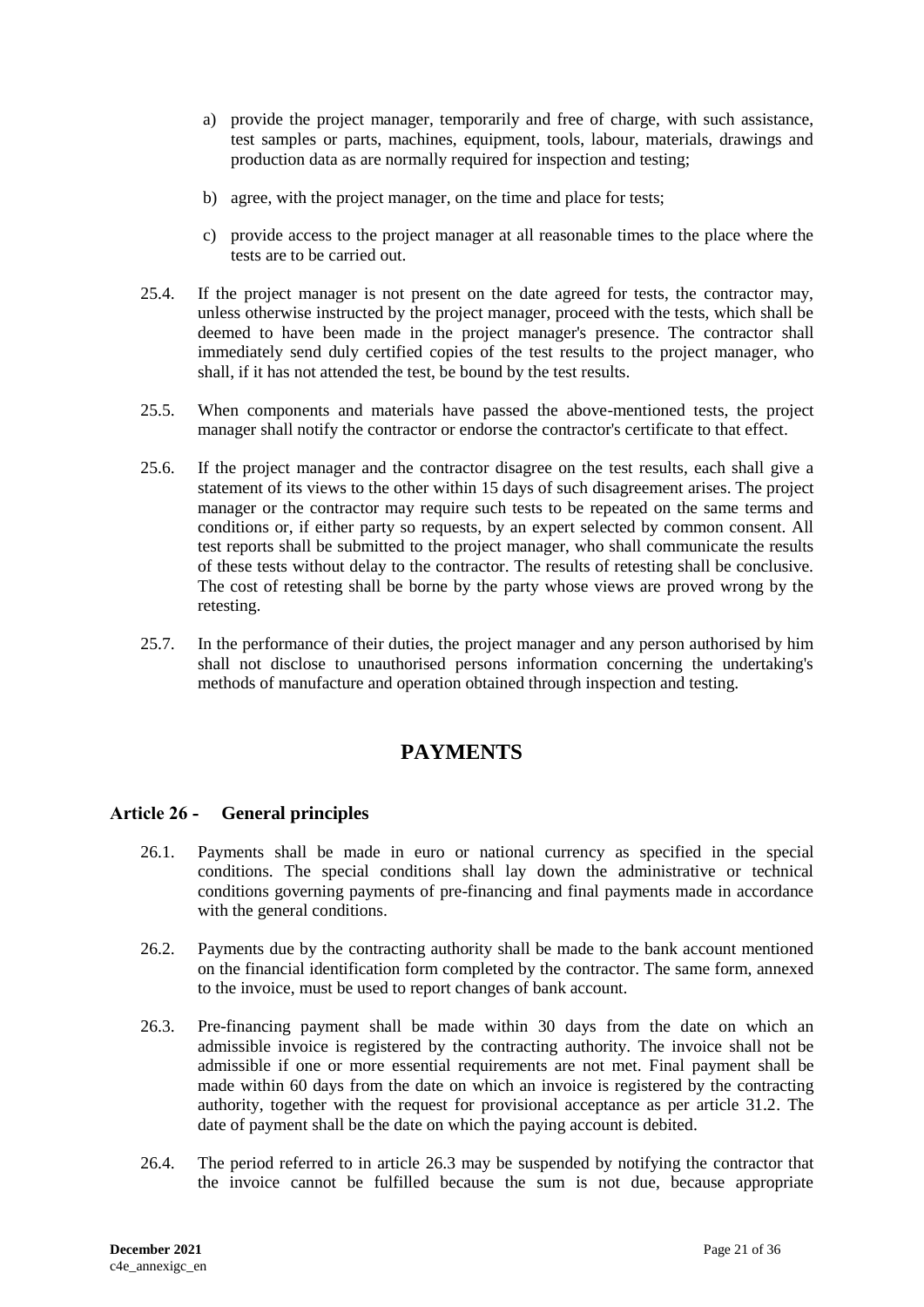a) provide the project manager, temporarily and free of charge, with such assistance, test samples or parts, machines, equipment, tools, labour, materials, drawings and production data as are normally required for inspection and testing;

b) agree, with the project manager, on the time and place for tests;

c) provide access to the project manager at all reasonable times to the place where the tests are to be carried out.

25.4. If the project manager is not present on the date agreed for tests, the contractor may, unless otherwise instructed by the project manager, proceed with the tests, which shall be deemed to have been made in the project manager's presence. The contractor shall immediately send duly certified copies of the test results to the project manager, who shall, if it has not attended the test, be bound by the test results.

25.5. When components and materials have passed the above-mentioned tests, the project manager shall notify the contractor or endorse the contractor's certificate to that effect.

25.6. If the project manager and the contractor disagree on the test results, each shall give a statement of its views to the other within 15 days of such disagreement arises. The project manager or the contractor may require such tests to be repeated on the same terms and conditions or, if either party so requests, by an expert selected by common consent. All test reports shall be submitted to the project manager, who shall communicate the results of these tests without delay to the contractor. The results of retesting shall be conclusive. The cost of retesting shall be borne by the party whose views are proved wrong by the retesting.

25.7. In the performance of their duties, the project manager and any person authorised by him shall not disclose to unauthorised persons information concerning the undertaking's methods of manufacture and operation obtained through inspection and testing.

# PAYMENTS

## Article 26 - General principles

26.1. Payments shall be made in euro or national currency as specified in the special conditions. The special conditions shall lay down the administrative or technical conditions governing payments of pre-financing and final payments made in accordance with the general conditions.

26.2. Payments due by the contracting authority shall be made to the bank account mentioned on the financial identification form completed by the contractor. The same form, annexed to the invoice, must be used to report changes of bank account.

26.3. Pre-financing payment shall be made within 30 days from the date on which an admissible invoice is registered by the contracting authority. The invoice shall not be admissible if one or more essential requirements are not met. Final payment shall be made within 60 days from the date on which an invoice is registered by the contracting authority, together with the request for provisional acceptance as per article 31.2. The date of payment shall be the date on which the paying account is debited.

26.4. The period referred to in article 26.3 may be suspended by notifying the contractor that the invoice cannot be fulfilled because the sum is not due, because appropriate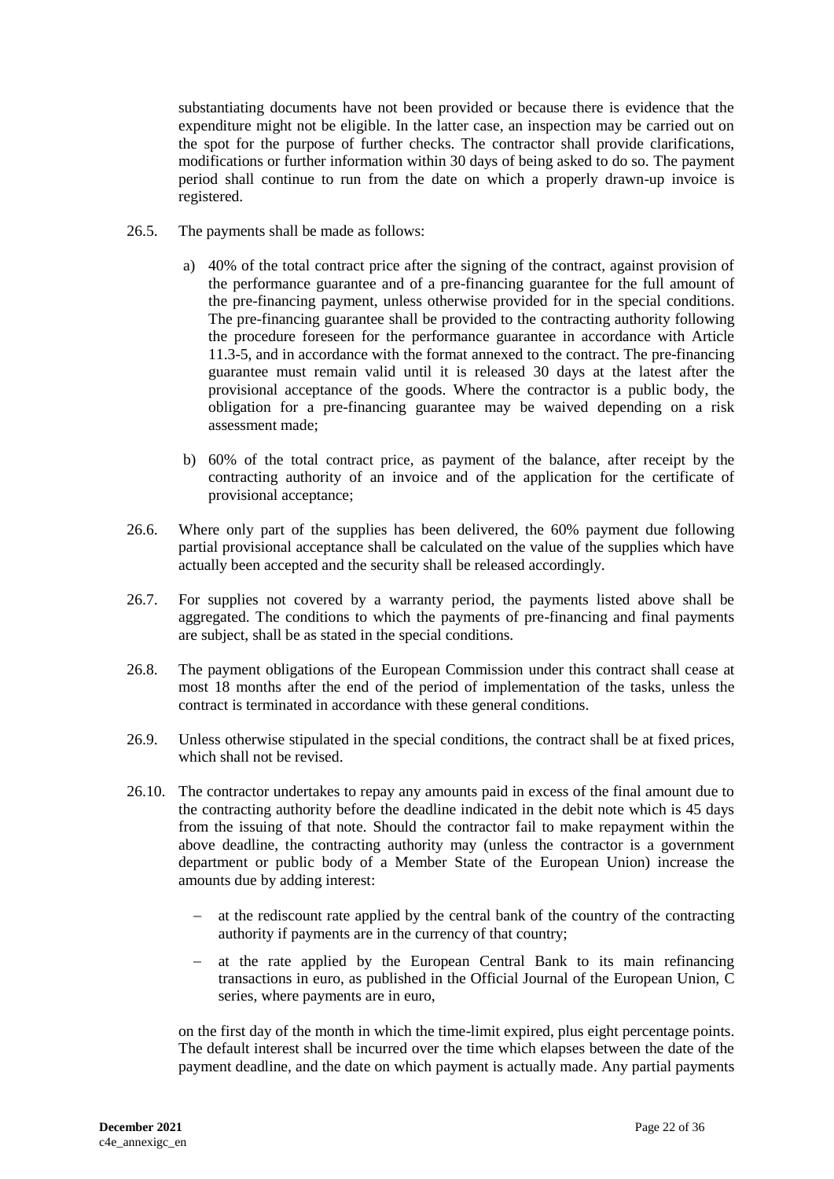substantiating documents have not been provided or because there is evidence that the expenditure might not be eligible. In the latter case, an inspection may be carried out on the spot for the purpose of further checks. The contractor shall provide clarifications, modifications or further information within 30 days of being asked to do so. The payment period shall continue to run from the date on which a properly drawn-up invoice is registered.

26.5. The payments shall be made as follows:

a) 40% of the total contract price after the signing of the contract, against provision of the performance guarantee and of a pre-financing guarantee for the full amount of the pre-financing payment, unless otherwise provided for in the special conditions. The pre-financing guarantee shall be provided to the contracting authority following the procedure foreseen for the performance guarantee in accordance with Article 11.3-5, and in accordance with the format annexed to the contract. The pre-financing guarantee must remain valid until it is released 30 days at the latest after the provisional acceptance of the goods. Where the contractor is a public body, the obligation for a pre-financing guarantee may be waived depending on a risk assessment made;

b) 60% of the total contract price, as payment of the balance, after receipt by the contracting authority of an invoice and of the application for the certificate of provisional acceptance;

26.6. Where only part of the supplies has been delivered, the 60% payment due following partial provisional acceptance shall be calculated on the value of the supplies which have actually been accepted and the security shall be released accordingly.

26.7. For supplies not covered by a warranty period, the payments listed above shall be aggregated. The conditions to which the payments of pre-financing and final payments are subject, shall be as stated in the special conditions.

26.8. The payment obligations of the European Commission under this contract shall cease at most 18 months after the end of the period of implementation of the tasks, unless the contract is terminated in accordance with these general conditions.

26.9. Unless otherwise stipulated in the special conditions, the contract shall be at fixed prices, which shall not be revised.

26.10. The contractor undertakes to repay any amounts paid in excess of the final amount due to the contracting authority before the deadline indicated in the debit note which is 45 days from the issuing of that note. Should the contractor fail to make repayment within the above deadline, the contracting authority may (unless the contractor is a government department or public body of a Member State of the European Union) increase the amounts due by adding interest:

- at the rediscount rate applied by the central bank of the country of the contracting authority if payments are in the currency of that country;
- at the rate applied by the European Central Bank to its main refinancing transactions in euro, as published in the Official Journal of the European Union, C series, where payments are in euro,

on the first day of the month in which the time-limit expired, plus eight percentage points. The default interest shall be incurred over the time which elapses between the date of the payment deadline, and the date on which payment is actually made. Any partial payments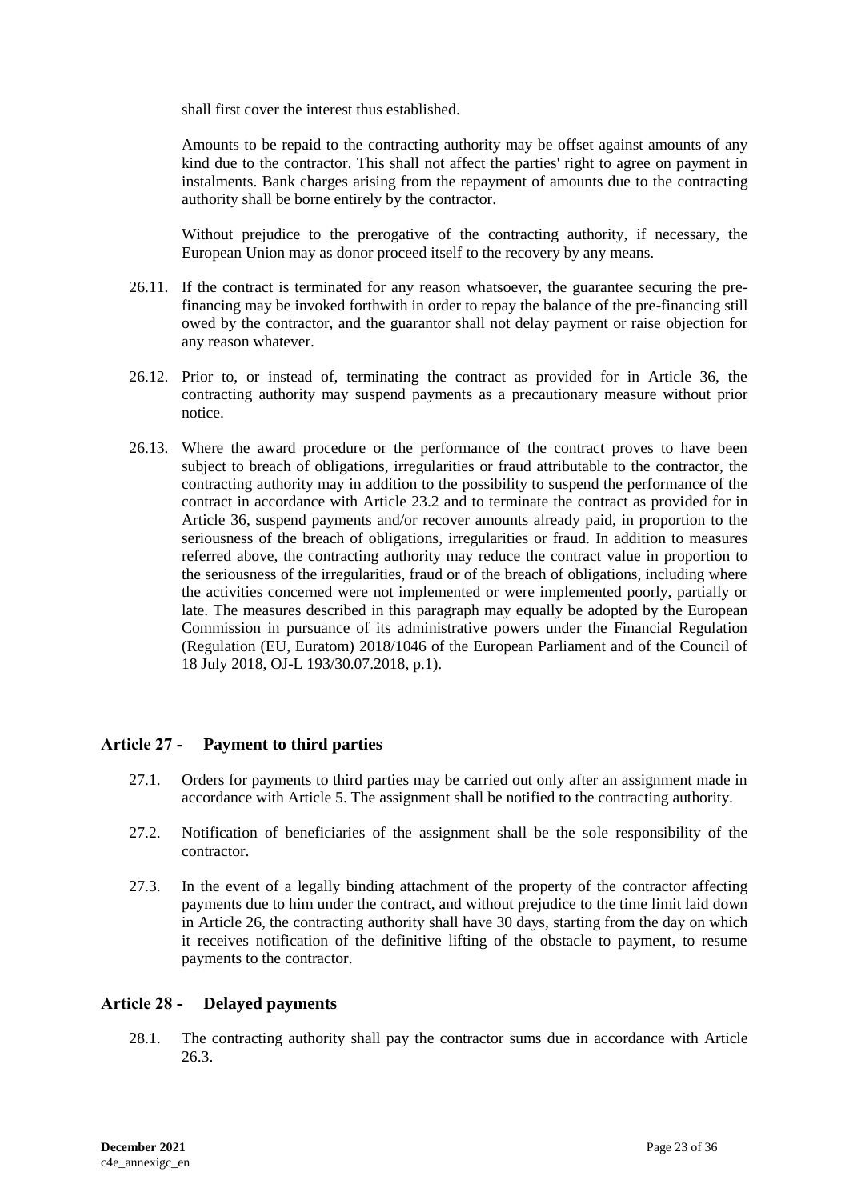shall first cover the interest thus established.

Amounts to be repaid to the contracting authority may be offset against amounts of any kind due to the contractor. This shall not affect the parties' right to agree on payment in instalments. Bank charges arising from the repayment of amounts due to the contracting authority shall be borne entirely by the contractor.

Without prejudice to the prerogative of the contracting authority, if necessary, the European Union may as donor proceed itself to the recovery by any means.

26.11. If the contract is terminated for any reason whatsoever, the guarantee securing the pre-financing may be invoked forthwith in order to repay the balance of the pre-financing still owed by the contractor, and the guarantor shall not delay payment or raise objection for any reason whatever.

26.12. Prior to, or instead of, terminating the contract as provided for in Article 36, the contracting authority may suspend payments as a precautionary measure without prior notice.

26.13. Where the award procedure or the performance of the contract proves to have been subject to breach of obligations, irregularities or fraud attributable to the contractor, the contracting authority may in addition to the possibility to suspend the performance of the contract in accordance with Article 23.2 and to terminate the contract as provided for in Article 36, suspend payments and/or recover amounts already paid, in proportion to the seriousness of the breach of obligations, irregularities or fraud. In addition to measures referred above, the contracting authority may reduce the contract value in proportion to the seriousness of the irregularities, fraud or of the breach of obligations, including where the activities concerned were not implemented or were implemented poorly, partially or late. The measures described in this paragraph may equally be adopted by the European Commission in pursuance of its administrative powers under the Financial Regulation (Regulation (EU, Euratom) 2018/1046 of the European Parliament and of the Council of 18 July 2018, OJ-L 193/30.07.2018, p.1).

## Article 27 - Payment to third parties

27.1. Orders for payments to third parties may be carried out only after an assignment made in accordance with Article 5. The assignment shall be notified to the contracting authority.

27.2. Notification of beneficiaries of the assignment shall be the sole responsibility of the contractor.

27.3. In the event of a legally binding attachment of the property of the contractor affecting payments due to him under the contract, and without prejudice to the time limit laid down in Article 26, the contracting authority shall have 30 days, starting from the day on which it receives notification of the definitive lifting of the obstacle to payment, to resume payments to the contractor.

## Article 28 - Delayed payments

28.1. The contracting authority shall pay the contractor sums due in accordance with Article 26.3.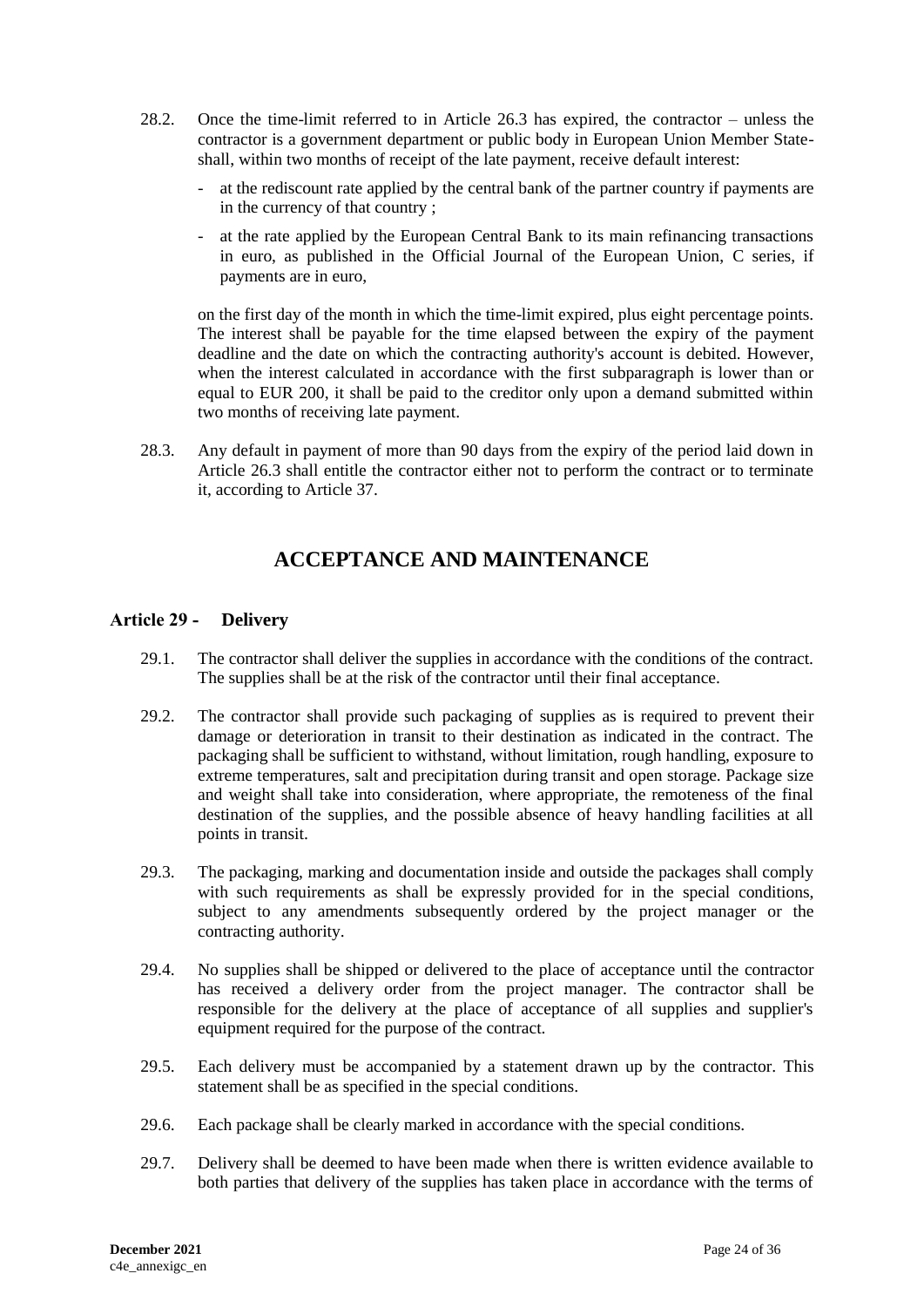28.2. Once the time-limit referred to in Article 26.3 has expired, the contractor – unless the contractor is a government department or public body in European Union Member State- shall, within two months of receipt of the late payment, receive default interest:

- at the rediscount rate applied by the central bank of the partner country if payments are in the currency of that country ;
- at the rate applied by the European Central Bank to its main refinancing transactions in euro, as published in the Official Journal of the European Union, C series, if payments are in euro,

on the first day of the month in which the time-limit expired, plus eight percentage points. The interest shall be payable for the time elapsed between the expiry of the payment deadline and the date on which the contracting authority's account is debited. However, when the interest calculated in accordance with the first subparagraph is lower than or equal to EUR 200, it shall be paid to the creditor only upon a demand submitted within two months of receiving late payment.

28.3. Any default in payment of more than 90 days from the expiry of the period laid down in Article 26.3 shall entitle the contractor either not to perform the contract or to terminate it, according to Article 37.

# ACCEPTANCE AND MAINTENANCE

## Article 29 - Delivery

29.1. The contractor shall deliver the supplies in accordance with the conditions of the contract. The supplies shall be at the risk of the contractor until their final acceptance.

29.2. The contractor shall provide such packaging of supplies as is required to prevent their damage or deterioration in transit to their destination as indicated in the contract. The packaging shall be sufficient to withstand, without limitation, rough handling, exposure to extreme temperatures, salt and precipitation during transit and open storage. Package size and weight shall take into consideration, where appropriate, the remoteness of the final destination of the supplies, and the possible absence of heavy handling facilities at all points in transit.

29.3. The packaging, marking and documentation inside and outside the packages shall comply with such requirements as shall be expressly provided for in the special conditions, subject to any amendments subsequently ordered by the project manager or the contracting authority.

29.4. No supplies shall be shipped or delivered to the place of acceptance until the contractor has received a delivery order from the project manager. The contractor shall be responsible for the delivery at the place of acceptance of all supplies and supplier's equipment required for the purpose of the contract.

29.5. Each delivery must be accompanied by a statement drawn up by the contractor. This statement shall be as specified in the special conditions.

29.6. Each package shall be clearly marked in accordance with the special conditions.

29.7. Delivery shall be deemed to have been made when there is written evidence available to both parties that delivery of the supplies has taken place in accordance with the terms of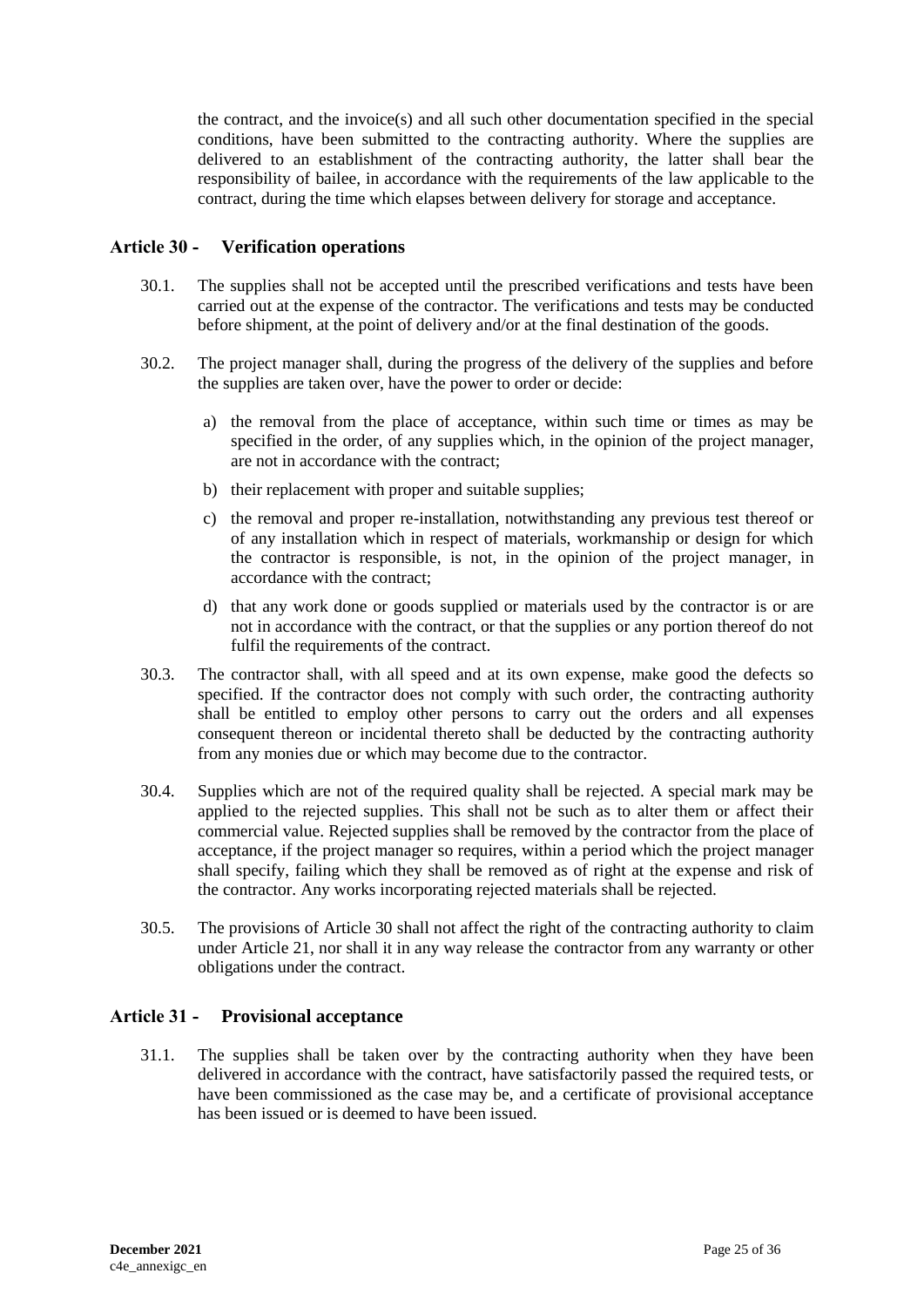the contract, and the invoice(s) and all such other documentation specified in the special conditions, have been submitted to the contracting authority. Where the supplies are delivered to an establishment of the contracting authority, the latter shall bear the responsibility of bailee, in accordance with the requirements of the law applicable to the contract, during the time which elapses between delivery for storage and acceptance.

## Article 30 - Verification operations

30.1. The supplies shall not be accepted until the prescribed verifications and tests have been carried out at the expense of the contractor. The verifications and tests may be conducted before shipment, at the point of delivery and/or at the final destination of the goods.

30.2. The project manager shall, during the progress of the delivery of the supplies and before the supplies are taken over, have the power to order or decide:

a) the removal from the place of acceptance, within such time or times as may be specified in the order, of any supplies which, in the opinion of the project manager, are not in accordance with the contract;

b) their replacement with proper and suitable supplies;

c) the removal and proper re-installation, notwithstanding any previous test thereof or of any installation which in respect of materials, workmanship or design for which the contractor is responsible, is not, in the opinion of the project manager, in accordance with the contract;

d) that any work done or goods supplied or materials used by the contractor is or are not in accordance with the contract, or that the supplies or any portion thereof do not fulfil the requirements of the contract.

30.3. The contractor shall, with all speed and at its own expense, make good the defects so specified. If the contractor does not comply with such order, the contracting authority shall be entitled to employ other persons to carry out the orders and all expenses consequent thereon or incidental thereto shall be deducted by the contracting authority from any monies due or which may become due to the contractor.

30.4. Supplies which are not of the required quality shall be rejected. A special mark may be applied to the rejected supplies. This shall not be such as to alter them or affect their commercial value. Rejected supplies shall be removed by the contractor from the place of acceptance, if the project manager so requires, within a period which the project manager shall specify, failing which they shall be removed as of right at the expense and risk of the contractor. Any works incorporating rejected materials shall be rejected.

30.5. The provisions of Article 30 shall not affect the right of the contracting authority to claim under Article 21, nor shall it in any way release the contractor from any warranty or other obligations under the contract.

## Article 31 - Provisional acceptance

31.1. The supplies shall be taken over by the contracting authority when they have been delivered in accordance with the contract, have satisfactorily passed the required tests, or have been commissioned as the case may be, and a certificate of provisional acceptance has been issued or is deemed to have been issued.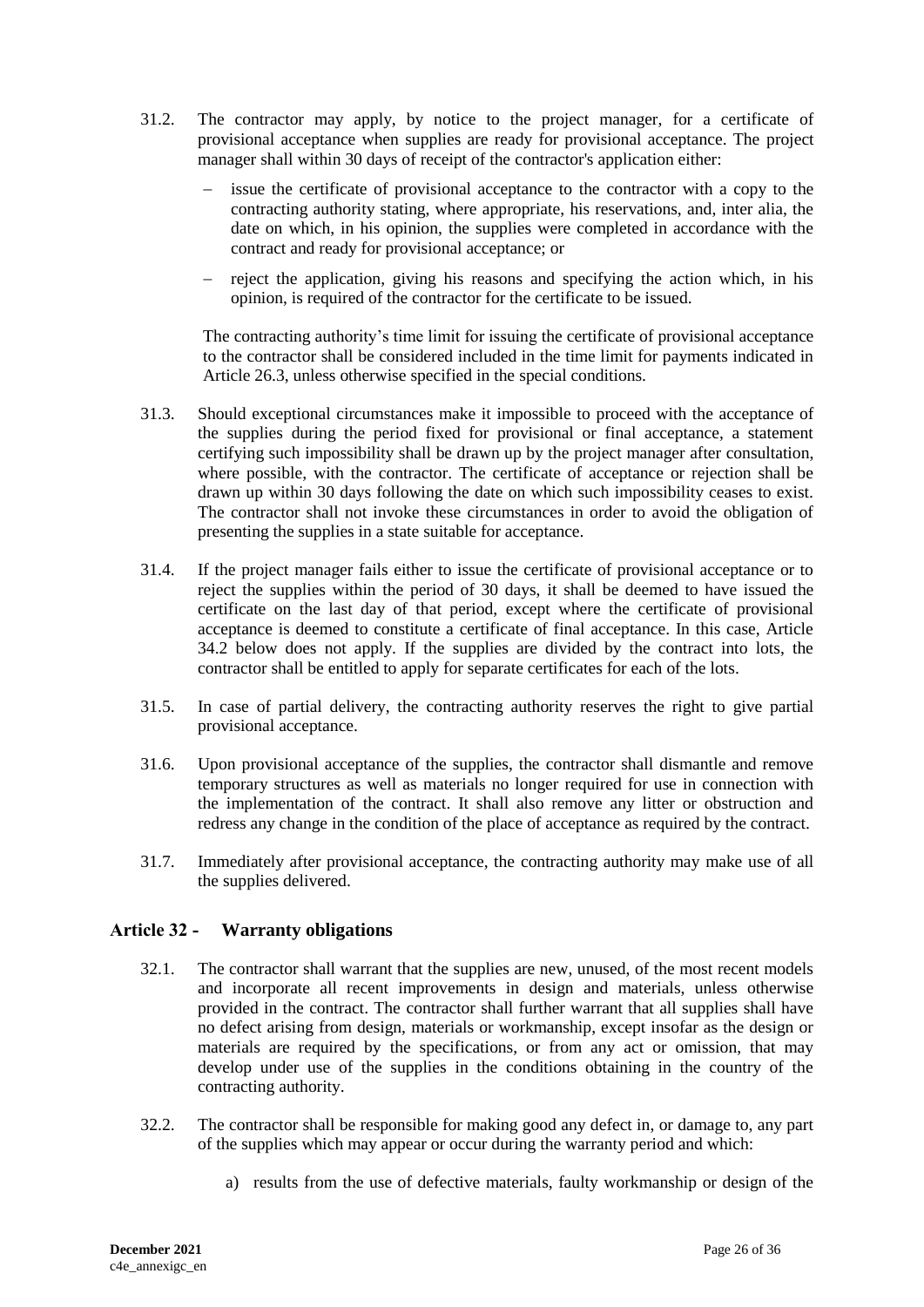31.2. The contractor may apply, by notice to the project manager, for a certificate of provisional acceptance when supplies are ready for provisional acceptance. The project manager shall within 30 days of receipt of the contractor's application either:

- issue the certificate of provisional acceptance to the contractor with a copy to the contracting authority stating, where appropriate, his reservations, and, inter alia, the date on which, in his opinion, the supplies were completed in accordance with the contract and ready for provisional acceptance; or
- reject the application, giving his reasons and specifying the action which, in his opinion, is required of the contractor for the certificate to be issued.

The contracting authority's time limit for issuing the certificate of provisional acceptance to the contractor shall be considered included in the time limit for payments indicated in Article 26.3, unless otherwise specified in the special conditions.

31.3. Should exceptional circumstances make it impossible to proceed with the acceptance of the supplies during the period fixed for provisional or final acceptance, a statement certifying such impossibility shall be drawn up by the project manager after consultation, where possible, with the contractor. The certificate of acceptance or rejection shall be drawn up within 30 days following the date on which such impossibility ceases to exist. The contractor shall not invoke these circumstances in order to avoid the obligation of presenting the supplies in a state suitable for acceptance.

31.4. If the project manager fails either to issue the certificate of provisional acceptance or to reject the supplies within the period of 30 days, it shall be deemed to have issued the certificate on the last day of that period, except where the certificate of provisional acceptance is deemed to constitute a certificate of final acceptance. In this case, Article 34.2 below does not apply. If the supplies are divided by the contract into lots, the contractor shall be entitled to apply for separate certificates for each of the lots.

31.5. In case of partial delivery, the contracting authority reserves the right to give partial provisional acceptance.

31.6. Upon provisional acceptance of the supplies, the contractor shall dismantle and remove temporary structures as well as materials no longer required for use in connection with the implementation of the contract. It shall also remove any litter or obstruction and redress any change in the condition of the place of acceptance as required by the contract.

31.7. Immediately after provisional acceptance, the contracting authority may make use of all the supplies delivered.

## Article 32 - Warranty obligations

32.1. The contractor shall warrant that the supplies are new, unused, of the most recent models and incorporate all recent improvements in design and materials, unless otherwise provided in the contract. The contractor shall further warrant that all supplies shall have no defect arising from design, materials or workmanship, except insofar as the design or materials are required by the specifications, or from any act or omission, that may develop under use of the supplies in the conditions obtaining in the country of the contracting authority.

32.2. The contractor shall be responsible for making good any defect in, or damage to, any part of the supplies which may appear or occur during the warranty period and which:

a) results from the use of defective materials, faulty workmanship or design of the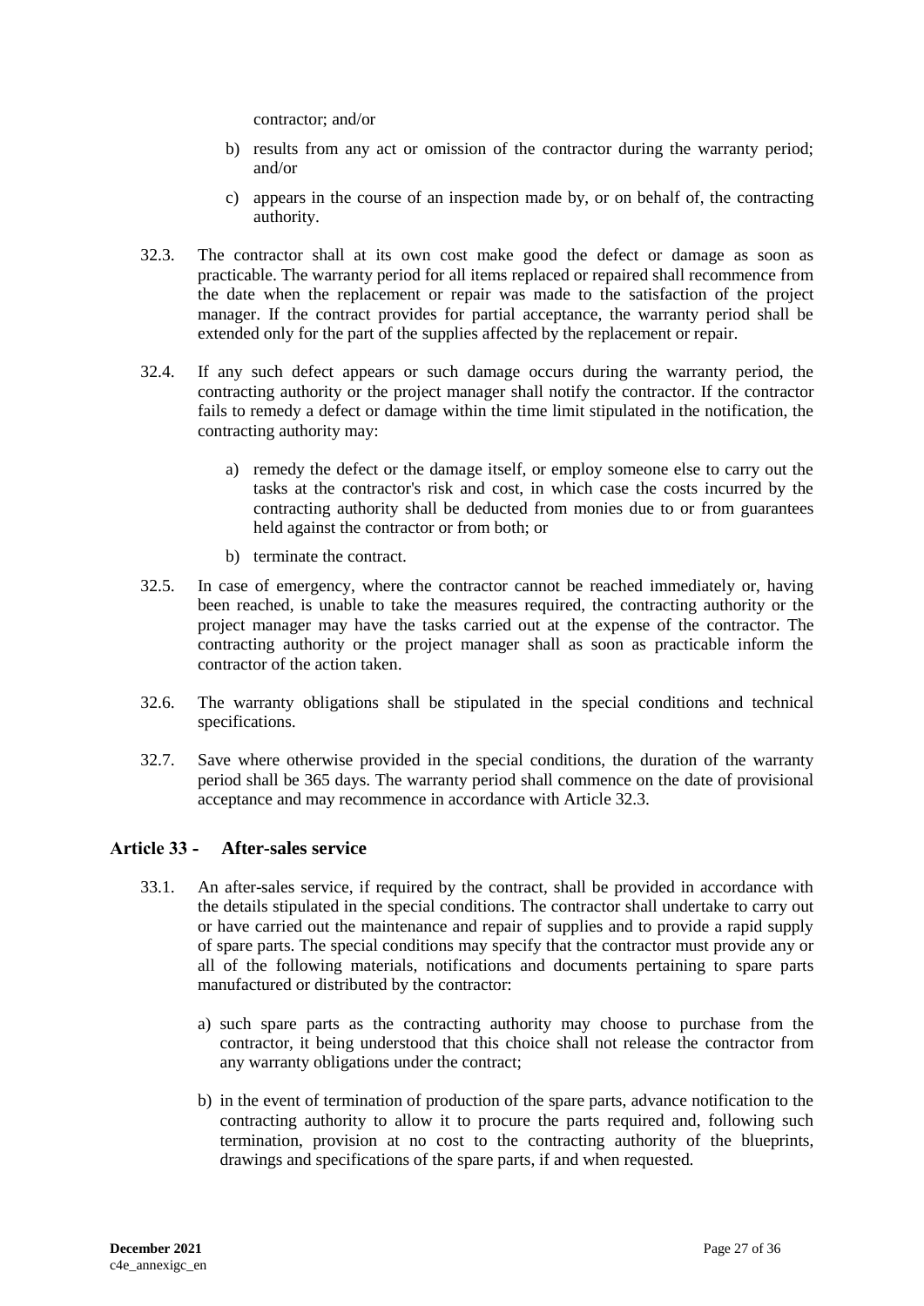contractor; and/or

b) results from any act or omission of the contractor during the warranty period; and/or

c) appears in the course of an inspection made by, or on behalf of, the contracting authority.

32.3. The contractor shall at its own cost make good the defect or damage as soon as practicable. The warranty period for all items replaced or repaired shall recommence from the date when the replacement or repair was made to the satisfaction of the project manager. If the contract provides for partial acceptance, the warranty period shall be extended only for the part of the supplies affected by the replacement or repair.

32.4. If any such defect appears or such damage occurs during the warranty period, the contracting authority or the project manager shall notify the contractor. If the contractor fails to remedy a defect or damage within the time limit stipulated in the notification, the contracting authority may:

a) remedy the defect or the damage itself, or employ someone else to carry out the tasks at the contractor's risk and cost, in which case the costs incurred by the contracting authority shall be deducted from monies due to or from guarantees held against the contractor or from both; or

b) terminate the contract.

32.5. In case of emergency, where the contractor cannot be reached immediately or, having been reached, is unable to take the measures required, the contracting authority or the project manager may have the tasks carried out at the expense of the contractor. The contracting authority or the project manager shall as soon as practicable inform the contractor of the action taken.

32.6. The warranty obligations shall be stipulated in the special conditions and technical specifications.

32.7. Save where otherwise provided in the special conditions, the duration of the warranty period shall be 365 days. The warranty period shall commence on the date of provisional acceptance and may recommence in accordance with Article 32.3.

## Article 33 - After-sales service

33.1. An after-sales service, if required by the contract, shall be provided in accordance with the details stipulated in the special conditions. The contractor shall undertake to carry out or have carried out the maintenance and repair of supplies and to provide a rapid supply of spare parts. The special conditions may specify that the contractor must provide any or all of the following materials, notifications and documents pertaining to spare parts manufactured or distributed by the contractor:

a) such spare parts as the contracting authority may choose to purchase from the contractor, it being understood that this choice shall not release the contractor from any warranty obligations under the contract;

b) in the event of termination of production of the spare parts, advance notification to the contracting authority to allow it to procure the parts required and, following such termination, provision at no cost to the contracting authority of the blueprints, drawings and specifications of the spare parts, if and when requested.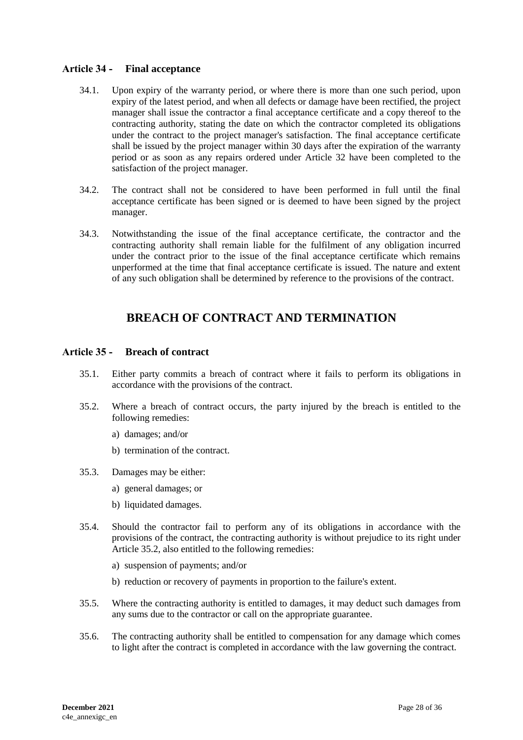### Article 34 - Final acceptance

34.1. Upon expiry of the warranty period, or where there is more than one such period, upon expiry of the latest period, and when all defects or damage have been rectified, the project manager shall issue the contractor a final acceptance certificate and a copy thereof to the contracting authority, stating the date on which the contractor completed its obligations under the contract to the project manager's satisfaction. The final acceptance certificate shall be issued by the project manager within 30 days after the expiration of the warranty period or as soon as any repairs ordered under Article 32 have been completed to the satisfaction of the project manager.

34.2. The contract shall not be considered to have been performed in full until the final acceptance certificate has been signed or is deemed to have been signed by the project manager.

34.3. Notwithstanding the issue of the final acceptance certificate, the contractor and the contracting authority shall remain liable for the fulfilment of any obligation incurred under the contract prior to the issue of the final acceptance certificate which remains unperformed at the time that final acceptance certificate is issued. The nature and extent of any such obligation shall be determined by reference to the provisions of the contract.

## BREACH OF CONTRACT AND TERMINATION

### Article 35 - Breach of contract

35.1. Either party commits a breach of contract where it fails to perform its obligations in accordance with the provisions of the contract.

35.2. Where a breach of contract occurs, the party injured by the breach is entitled to the following remedies:

a) damages; and/or

b) termination of the contract.

35.3. Damages may be either:

a) general damages; or

b) liquidated damages.

35.4. Should the contractor fail to perform any of its obligations in accordance with the provisions of the contract, the contracting authority is without prejudice to its right under Article 35.2, also entitled to the following remedies:

a) suspension of payments; and/or

b) reduction or recovery of payments in proportion to the failure's extent.

35.5. Where the contracting authority is entitled to damages, it may deduct such damages from any sums due to the contractor or call on the appropriate guarantee.

35.6. The contracting authority shall be entitled to compensation for any damage which comes to light after the contract is completed in accordance with the law governing the contract.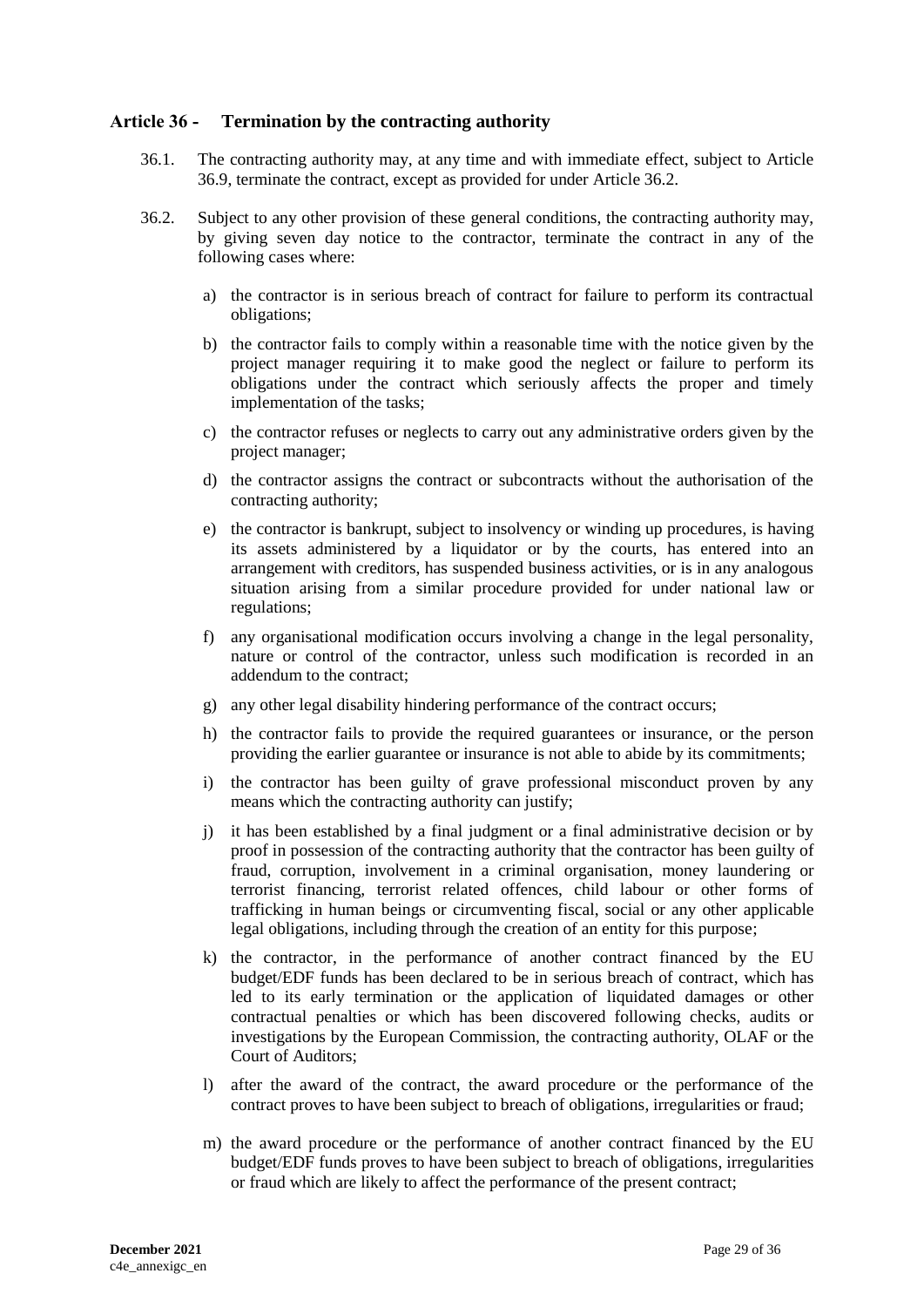## Article 36 - Termination by the contracting authority

36.1. The contracting authority may, at any time and with immediate effect, subject to Article 36.9, terminate the contract, except as provided for under Article 36.2.

36.2. Subject to any other provision of these general conditions, the contracting authority may, by giving seven day notice to the contractor, terminate the contract in any of the following cases where:

a) the contractor is in serious breach of contract for failure to perform its contractual obligations;

b) the contractor fails to comply within a reasonable time with the notice given by the project manager requiring it to make good the neglect or failure to perform its obligations under the contract which seriously affects the proper and timely implementation of the tasks;

c) the contractor refuses or neglects to carry out any administrative orders given by the project manager;

d) the contractor assigns the contract or subcontracts without the authorisation of the contracting authority;

e) the contractor is bankrupt, subject to insolvency or winding up procedures, is having its assets administered by a liquidator or by the courts, has entered into an arrangement with creditors, has suspended business activities, or is in any analogous situation arising from a similar procedure provided for under national law or regulations;

f) any organisational modification occurs involving a change in the legal personality, nature or control of the contractor, unless such modification is recorded in an addendum to the contract;

g) any other legal disability hindering performance of the contract occurs;

h) the contractor fails to provide the required guarantees or insurance, or the person providing the earlier guarantee or insurance is not able to abide by its commitments;

i) the contractor has been guilty of grave professional misconduct proven by any means which the contracting authority can justify;

j) it has been established by a final judgment or a final administrative decision or by proof in possession of the contracting authority that the contractor has been guilty of fraud, corruption, involvement in a criminal organisation, money laundering or terrorist financing, terrorist related offences, child labour or other forms of trafficking in human beings or circumventing fiscal, social or any other applicable legal obligations, including through the creation of an entity for this purpose;

k) the contractor, in the performance of another contract financed by the EU budget/EDF funds has been declared to be in serious breach of contract, which has led to its early termination or the application of liquidated damages or other contractual penalties or which has been discovered following checks, audits or investigations by the European Commission, the contracting authority, OLAF or the Court of Auditors;

l) after the award of the contract, the award procedure or the performance of the contract proves to have been subject to breach of obligations, irregularities or fraud;

m) the award procedure or the performance of another contract financed by the EU budget/EDF funds proves to have been subject to breach of obligations, irregularities or fraud which are likely to affect the performance of the present contract;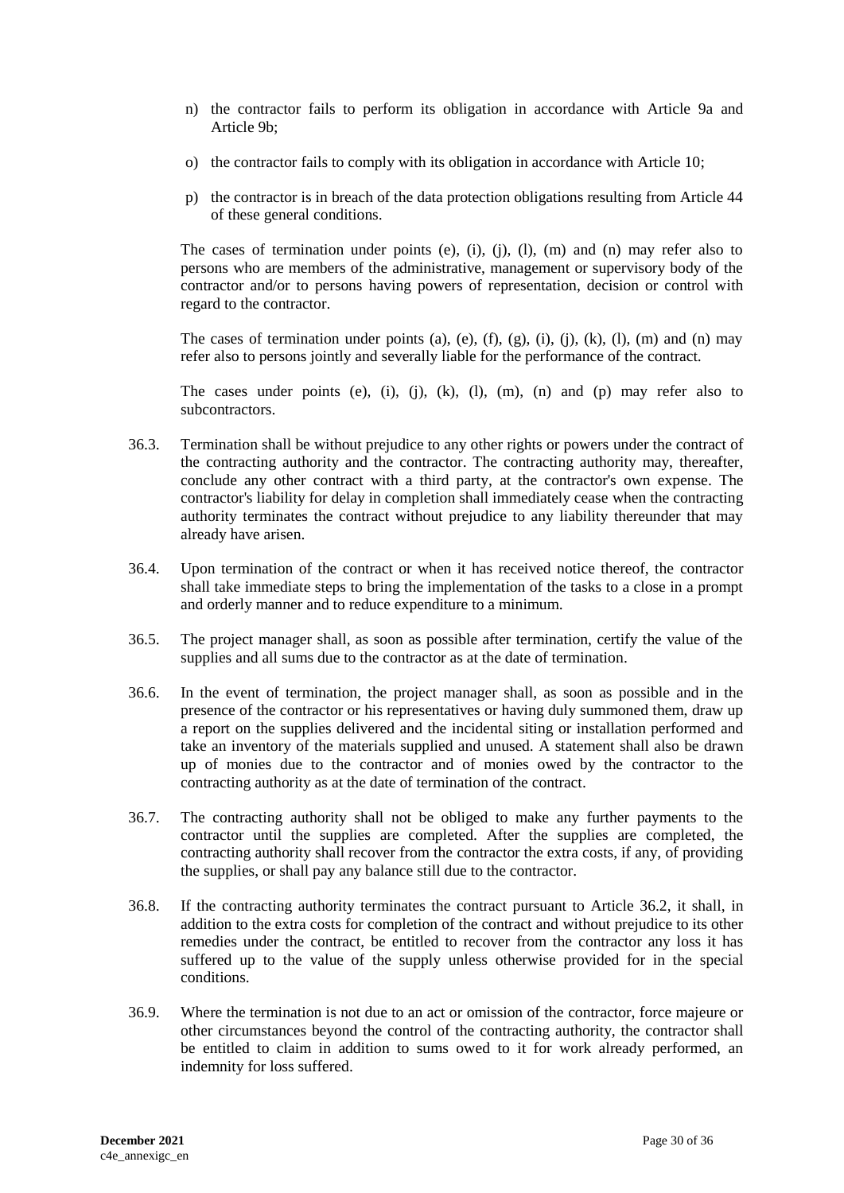n) the contractor fails to perform its obligation in accordance with Article 9a and Article 9b;

o) the contractor fails to comply with its obligation in accordance with Article 10;

p) the contractor is in breach of the data protection obligations resulting from Article 44 of these general conditions.

The cases of termination under points (e), (i), (j), (l), (m) and (n) may refer also to persons who are members of the administrative, management or supervisory body of the contractor and/or to persons having powers of representation, decision or control with regard to the contractor.

The cases of termination under points (a), (e), (f), (g), (i), (j), (k), (l), (m) and (n) may refer also to persons jointly and severally liable for the performance of the contract.

The cases under points (e), (i), (j), (k), (l), (m), (n) and (p) may refer also to subcontractors.

36.3. Termination shall be without prejudice to any other rights or powers under the contract of the contracting authority and the contractor. The contracting authority may, thereafter, conclude any other contract with a third party, at the contractor's own expense. The contractor's liability for delay in completion shall immediately cease when the contracting authority terminates the contract without prejudice to any liability thereunder that may already have arisen.

36.4. Upon termination of the contract or when it has received notice thereof, the contractor shall take immediate steps to bring the implementation of the tasks to a close in a prompt and orderly manner and to reduce expenditure to a minimum.

36.5. The project manager shall, as soon as possible after termination, certify the value of the supplies and all sums due to the contractor as at the date of termination.

36.6. In the event of termination, the project manager shall, as soon as possible and in the presence of the contractor or his representatives or having duly summoned them, draw up a report on the supplies delivered and the incidental siting or installation performed and take an inventory of the materials supplied and unused. A statement shall also be drawn up of monies due to the contractor and of monies owed by the contractor to the contracting authority as at the date of termination of the contract.

36.7. The contracting authority shall not be obliged to make any further payments to the contractor until the supplies are completed. After the supplies are completed, the contracting authority shall recover from the contractor the extra costs, if any, of providing the supplies, or shall pay any balance still due to the contractor.

36.8. If the contracting authority terminates the contract pursuant to Article 36.2, it shall, in addition to the extra costs for completion of the contract and without prejudice to its other remedies under the contract, be entitled to recover from the contractor any loss it has suffered up to the value of the supply unless otherwise provided for in the special conditions.

36.9. Where the termination is not due to an act or omission of the contractor, force majeure or other circumstances beyond the control of the contracting authority, the contractor shall be entitled to claim in addition to sums owed to it for work already performed, an indemnity for loss suffered.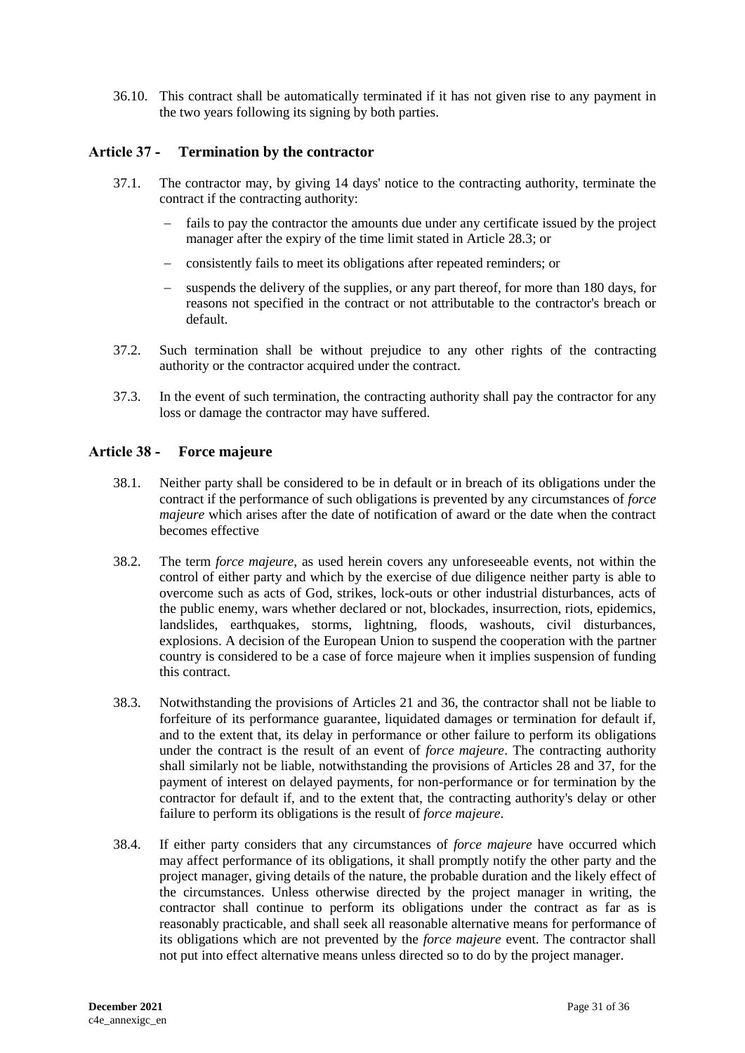36.10. This contract shall be automatically terminated if it has not given rise to any payment in the two years following its signing by both parties.

## Article 37 - Termination by the contractor

37.1. The contractor may, by giving 14 days' notice to the contracting authority, terminate the contract if the contracting authority:

- fails to pay the contractor the amounts due under any certificate issued by the project manager after the expiry of the time limit stated in Article 28.3; or
- consistently fails to meet its obligations after repeated reminders; or
- suspends the delivery of the supplies, or any part thereof, for more than 180 days, for reasons not specified in the contract or not attributable to the contractor's breach or default.

37.2. Such termination shall be without prejudice to any other rights of the contracting authority or the contractor acquired under the contract.

37.3. In the event of such termination, the contracting authority shall pay the contractor for any loss or damage the contractor may have suffered.

## Article 38 - Force majeure

38.1. Neither party shall be considered to be in default or in breach of its obligations under the contract if the performance of such obligations is prevented by any circumstances of *force majeure* which arises after the date of notification of award or the date when the contract becomes effective

38.2. The term *force majeure*, as used herein covers any unforeseeable events, not within the control of either party and which by the exercise of due diligence neither party is able to overcome such as acts of God, strikes, lock-outs or other industrial disturbances, acts of the public enemy, wars whether declared or not, blockades, insurrection, riots, epidemics, landslides, earthquakes, storms, lightning, floods, washouts, civil disturbances, explosions. A decision of the European Union to suspend the cooperation with the partner country is considered to be a case of force majeure when it implies suspension of funding this contract.

38.3. Notwithstanding the provisions of Articles 21 and 36, the contractor shall not be liable to forfeiture of its performance guarantee, liquidated damages or termination for default if, and to the extent that, its delay in performance or other failure to perform its obligations under the contract is the result of an event of *force majeure*. The contracting authority shall similarly not be liable, notwithstanding the provisions of Articles 28 and 37, for the payment of interest on delayed payments, for non-performance or for termination by the contractor for default if, and to the extent that, the contracting authority's delay or other failure to perform its obligations is the result of *force majeure*.

38.4. If either party considers that any circumstances of *force majeure* have occurred which may affect performance of its obligations, it shall promptly notify the other party and the project manager, giving details of the nature, the probable duration and the likely effect of the circumstances. Unless otherwise directed by the project manager in writing, the contractor shall continue to perform its obligations under the contract as far as is reasonably practicable, and shall seek all reasonable alternative means for performance of its obligations which are not prevented by the *force majeure* event. The contractor shall not put into effect alternative means unless directed so to do by the project manager.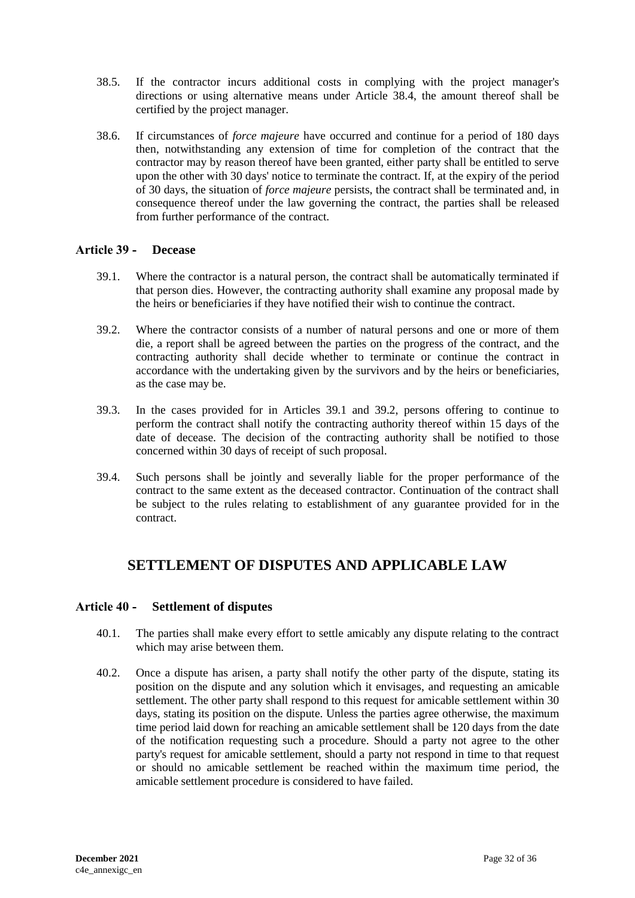38.5. If the contractor incurs additional costs in complying with the project manager's directions or using alternative means under Article 38.4, the amount thereof shall be certified by the project manager.

38.6. If circumstances of *force majeure* have occurred and continue for a period of 180 days then, notwithstanding any extension of time for completion of the contract that the contractor may by reason thereof have been granted, either party shall be entitled to serve upon the other with 30 days' notice to terminate the contract. If, at the expiry of the period of 30 days, the situation of *force majeure* persists, the contract shall be terminated and, in consequence thereof under the law governing the contract, the parties shall be released from further performance of the contract.

### Article 39 - Decease

39.1. Where the contractor is a natural person, the contract shall be automatically terminated if that person dies. However, the contracting authority shall examine any proposal made by the heirs or beneficiaries if they have notified their wish to continue the contract.

39.2. Where the contractor consists of a number of natural persons and one or more of them die, a report shall be agreed between the parties on the progress of the contract, and the contracting authority shall decide whether to terminate or continue the contract in accordance with the undertaking given by the survivors and by the heirs or beneficiaries, as the case may be.

39.3. In the cases provided for in Articles 39.1 and 39.2, persons offering to continue to perform the contract shall notify the contracting authority thereof within 15 days of the date of decease. The decision of the contracting authority shall be notified to those concerned within 30 days of receipt of such proposal.

39.4. Such persons shall be jointly and severally liable for the proper performance of the contract to the same extent as the deceased contractor. Continuation of the contract shall be subject to the rules relating to establishment of any guarantee provided for in the contract.

## SETTLEMENT OF DISPUTES AND APPLICABLE LAW

### Article 40 - Settlement of disputes

40.1. The parties shall make every effort to settle amicably any dispute relating to the contract which may arise between them.

40.2. Once a dispute has arisen, a party shall notify the other party of the dispute, stating its position on the dispute and any solution which it envisages, and requesting an amicable settlement. The other party shall respond to this request for amicable settlement within 30 days, stating its position on the dispute. Unless the parties agree otherwise, the maximum time period laid down for reaching an amicable settlement shall be 120 days from the date of the notification requesting such a procedure. Should a party not agree to the other party's request for amicable settlement, should a party not respond in time to that request or should no amicable settlement be reached within the maximum time period, the amicable settlement procedure is considered to have failed.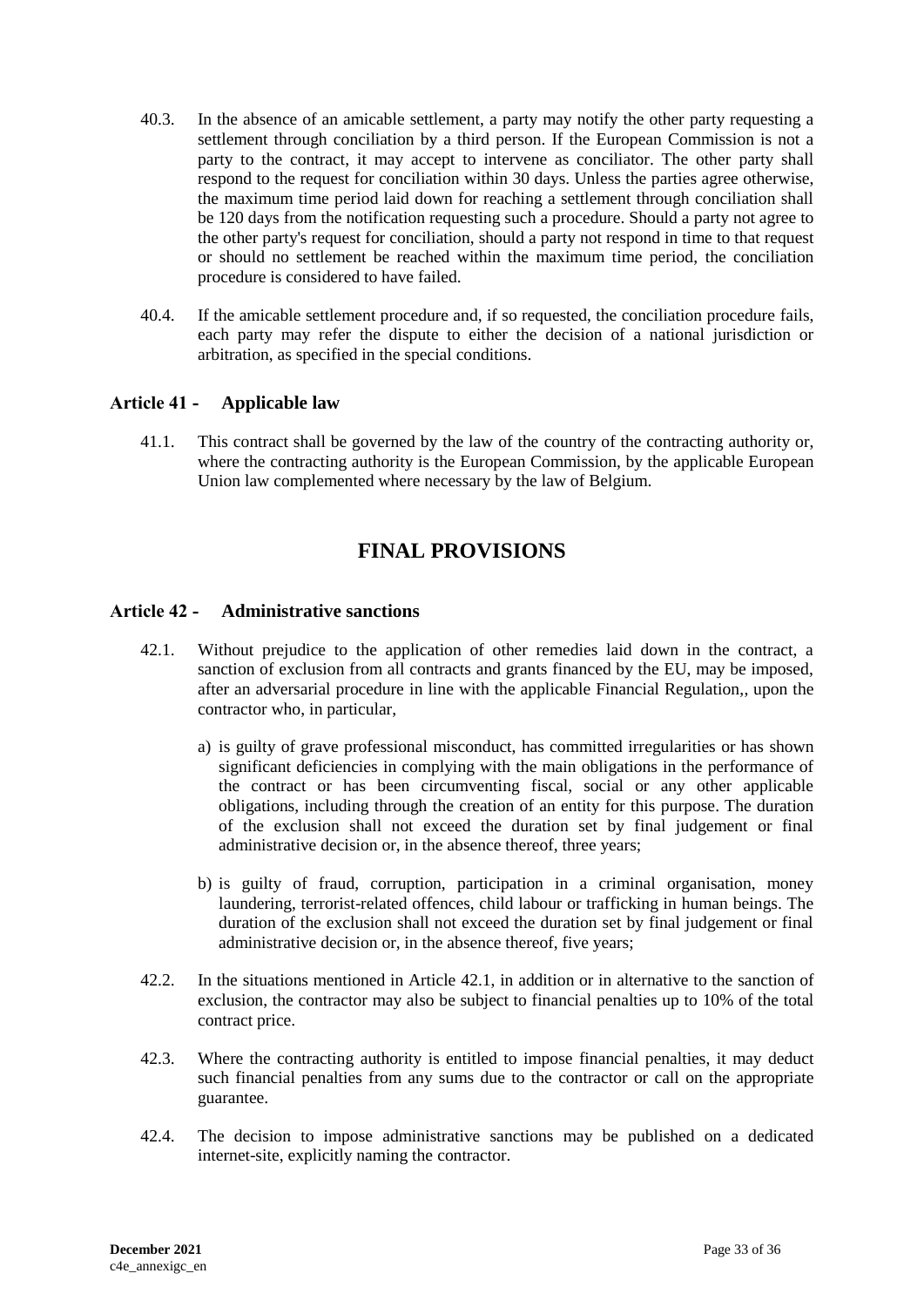40.3. In the absence of an amicable settlement, a party may notify the other party requesting a settlement through conciliation by a third person. If the European Commission is not a party to the contract, it may accept to intervene as conciliator. The other party shall respond to the request for conciliation within 30 days. Unless the parties agree otherwise, the maximum time period laid down for reaching a settlement through conciliation shall be 120 days from the notification requesting such a procedure. Should a party not agree to the other party's request for conciliation, should a party not respond in time to that request or should no settlement be reached within the maximum time period, the conciliation procedure is considered to have failed.

40.4. If the amicable settlement procedure and, if so requested, the conciliation procedure fails, each party may refer the dispute to either the decision of a national jurisdiction or arbitration, as specified in the special conditions.

### Article 41 - Applicable law

41.1. This contract shall be governed by the law of the country of the contracting authority or, where the contracting authority is the European Commission, by the applicable European Union law complemented where necessary by the law of Belgium.

## FINAL PROVISIONS

### Article 42 - Administrative sanctions

42.1. Without prejudice to the application of other remedies laid down in the contract, a sanction of exclusion from all contracts and grants financed by the EU, may be imposed, after an adversarial procedure in line with the applicable Financial Regulation,, upon the contractor who, in particular,

a) is guilty of grave professional misconduct, has committed irregularities or has shown significant deficiencies in complying with the main obligations in the performance of the contract or has been circumventing fiscal, social or any other applicable obligations, including through the creation of an entity for this purpose. The duration of the exclusion shall not exceed the duration set by final judgement or final administrative decision or, in the absence thereof, three years;

b) is guilty of fraud, corruption, participation in a criminal organisation, money laundering, terrorist-related offences, child labour or trafficking in human beings. The duration of the exclusion shall not exceed the duration set by final judgement or final administrative decision or, in the absence thereof, five years;

42.2. In the situations mentioned in Article 42.1, in addition or in alternative to the sanction of exclusion, the contractor may also be subject to financial penalties up to 10% of the total contract price.

42.3. Where the contracting authority is entitled to impose financial penalties, it may deduct such financial penalties from any sums due to the contractor or call on the appropriate guarantee.

42.4. The decision to impose administrative sanctions may be published on a dedicated internet-site, explicitly naming the contractor.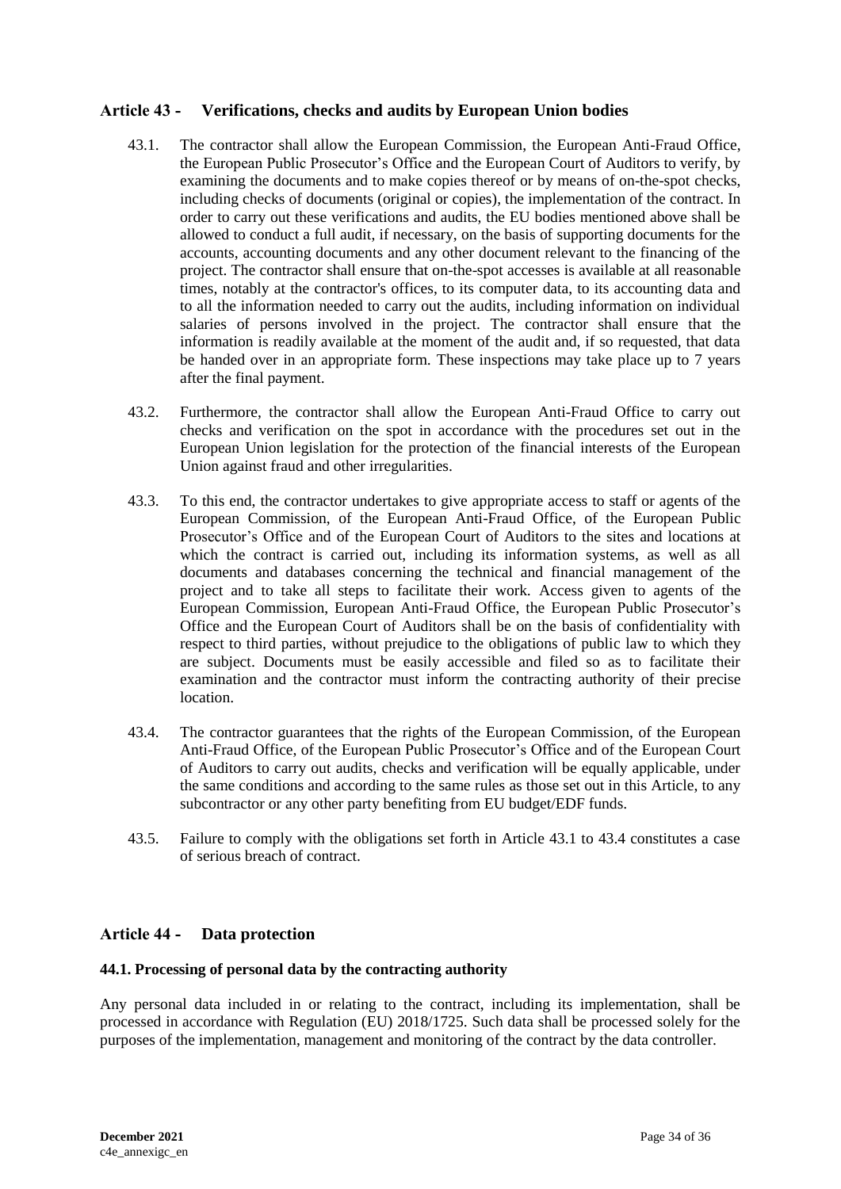## Article 43 - Verifications, checks and audits by European Union bodies

43.1. The contractor shall allow the European Commission, the European Anti-Fraud Office, the European Public Prosecutor's Office and the European Court of Auditors to verify, by examining the documents and to make copies thereof or by means of on-the-spot checks, including checks of documents (original or copies), the implementation of the contract. In order to carry out these verifications and audits, the EU bodies mentioned above shall be allowed to conduct a full audit, if necessary, on the basis of supporting documents for the accounts, accounting documents and any other document relevant to the financing of the project. The contractor shall ensure that on-the-spot accesses is available at all reasonable times, notably at the contractor's offices, to its computer data, to its accounting data and to all the information needed to carry out the audits, including information on individual salaries of persons involved in the project. The contractor shall ensure that the information is readily available at the moment of the audit and, if so requested, that data be handed over in an appropriate form. These inspections may take place up to 7 years after the final payment.

43.2. Furthermore, the contractor shall allow the European Anti-Fraud Office to carry out checks and verification on the spot in accordance with the procedures set out in the European Union legislation for the protection of the financial interests of the European Union against fraud and other irregularities.

43.3. To this end, the contractor undertakes to give appropriate access to staff or agents of the European Commission, of the European Anti-Fraud Office, of the European Public Prosecutor's Office and of the European Court of Auditors to the sites and locations at which the contract is carried out, including its information systems, as well as all documents and databases concerning the technical and financial management of the project and to take all steps to facilitate their work. Access given to agents of the European Commission, European Anti-Fraud Office, the European Public Prosecutor's Office and the European Court of Auditors shall be on the basis of confidentiality with respect to third parties, without prejudice to the obligations of public law to which they are subject. Documents must be easily accessible and filed so as to facilitate their examination and the contractor must inform the contracting authority of their precise location.

43.4. The contractor guarantees that the rights of the European Commission, of the European Anti-Fraud Office, of the European Public Prosecutor's Office and of the European Court of Auditors to carry out audits, checks and verification will be equally applicable, under the same conditions and according to the same rules as those set out in this Article, to any subcontractor or any other party benefiting from EU budget/EDF funds.

43.5. Failure to comply with the obligations set forth in Article 43.1 to 43.4 constitutes a case of serious breach of contract.

## Article 44 - Data protection

### 44.1. Processing of personal data by the contracting authority

Any personal data included in or relating to the contract, including its implementation, shall be processed in accordance with Regulation (EU) 2018/1725. Such data shall be processed solely for the purposes of the implementation, management and monitoring of the contract by the data controller.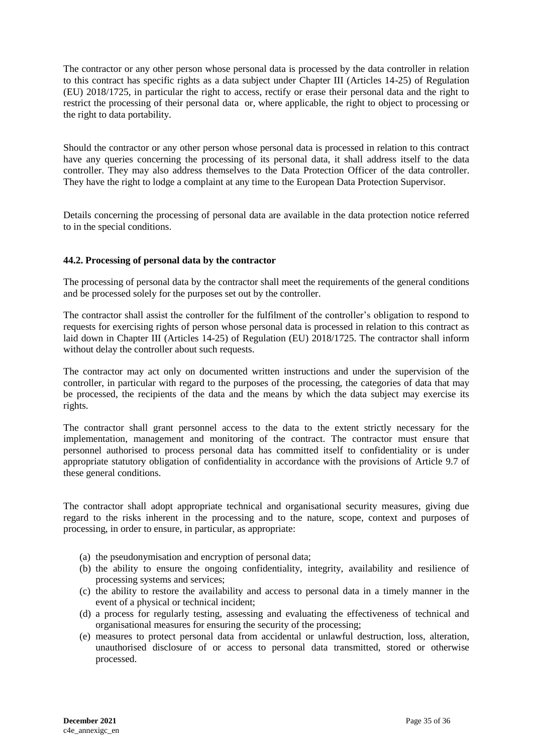The contractor or any other person whose personal data is processed by the data controller in relation to this contract has specific rights as a data subject under Chapter III (Articles 14-25) of Regulation (EU) 2018/1725, in particular the right to access, rectify or erase their personal data and the right to restrict the processing of their personal data or, where applicable, the right to object to processing or the right to data portability.

Should the contractor or any other person whose personal data is processed in relation to this contract have any queries concerning the processing of its personal data, it shall address itself to the data controller. They may also address themselves to the Data Protection Officer of the data controller. They have the right to lodge a complaint at any time to the European Data Protection Supervisor.

Details concerning the processing of personal data are available in the data protection notice referred to in the special conditions.

#### 44.2. Processing of personal data by the contractor

The processing of personal data by the contractor shall meet the requirements of the general conditions and be processed solely for the purposes set out by the controller.

The contractor shall assist the controller for the fulfilment of the controller's obligation to respond to requests for exercising rights of person whose personal data is processed in relation to this contract as laid down in Chapter III (Articles 14-25) of Regulation (EU) 2018/1725. The contractor shall inform without delay the controller about such requests.

The contractor may act only on documented written instructions and under the supervision of the controller, in particular with regard to the purposes of the processing, the categories of data that may be processed, the recipients of the data and the means by which the data subject may exercise its rights.

The contractor shall grant personnel access to the data to the extent strictly necessary for the implementation, management and monitoring of the contract. The contractor must ensure that personnel authorised to process personal data has committed itself to confidentiality or is under appropriate statutory obligation of confidentiality in accordance with the provisions of Article 9.7 of these general conditions.

The contractor shall adopt appropriate technical and organisational security measures, giving due regard to the risks inherent in the processing and to the nature, scope, context and purposes of processing, in order to ensure, in particular, as appropriate:

(a) the pseudonymisation and encryption of personal data;
(b) the ability to ensure the ongoing confidentiality, integrity, availability and resilience of processing systems and services;
(c) the ability to restore the availability and access to personal data in a timely manner in the event of a physical or technical incident;
(d) a process for regularly testing, assessing and evaluating the effectiveness of technical and organisational measures for ensuring the security of the processing;
(e) measures to protect personal data from accidental or unlawful destruction, loss, alteration, unauthorised disclosure of or access to personal data transmitted, stored or otherwise processed.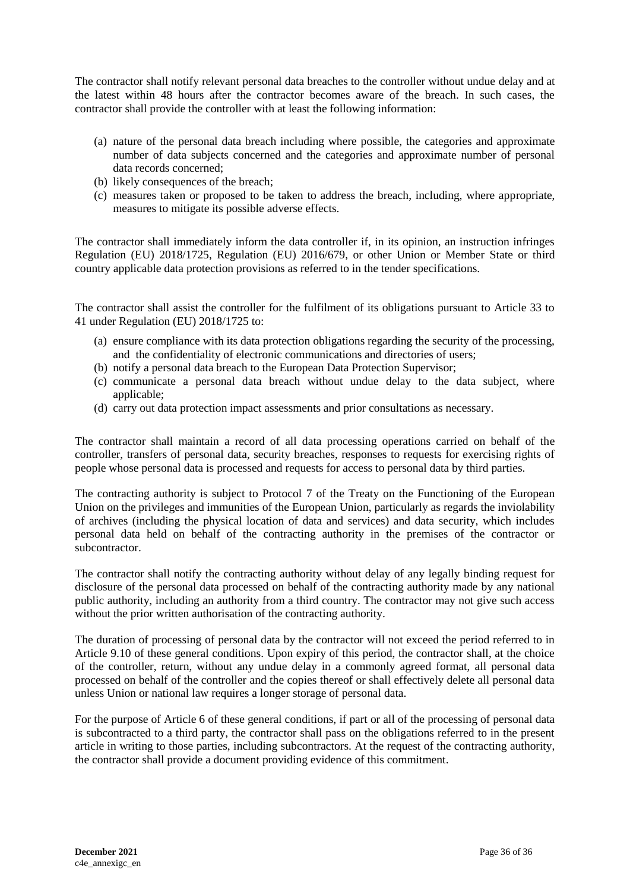The contractor shall notify relevant personal data breaches to the controller without undue delay and at the latest within 48 hours after the contractor becomes aware of the breach. In such cases, the contractor shall provide the controller with at least the following information:

(a) nature of the personal data breach including where possible, the categories and approximate number of data subjects concerned and the categories and approximate number of personal data records concerned;
(b) likely consequences of the breach;
(c) measures taken or proposed to be taken to address the breach, including, where appropriate, measures to mitigate its possible adverse effects.

The contractor shall immediately inform the data controller if, in its opinion, an instruction infringes Regulation (EU) 2018/1725, Regulation (EU) 2016/679, or other Union or Member State or third country applicable data protection provisions as referred to in the tender specifications.

The contractor shall assist the controller for the fulfilment of its obligations pursuant to Article 33 to 41 under Regulation (EU) 2018/1725 to:

(a) ensure compliance with its data protection obligations regarding the security of the processing, and the confidentiality of electronic communications and directories of users;
(b) notify a personal data breach to the European Data Protection Supervisor;
(c) communicate a personal data breach without undue delay to the data subject, where applicable;
(d) carry out data protection impact assessments and prior consultations as necessary.

The contractor shall maintain a record of all data processing operations carried on behalf of the controller, transfers of personal data, security breaches, responses to requests for exercising rights of people whose personal data is processed and requests for access to personal data by third parties.

The contracting authority is subject to Protocol 7 of the Treaty on the Functioning of the European Union on the privileges and immunities of the European Union, particularly as regards the inviolability of archives (including the physical location of data and services) and data security, which includes personal data held on behalf of the contracting authority in the premises of the contractor or subcontractor.

The contractor shall notify the contracting authority without delay of any legally binding request for disclosure of the personal data processed on behalf of the contracting authority made by any national public authority, including an authority from a third country. The contractor may not give such access without the prior written authorisation of the contracting authority.

The duration of processing of personal data by the contractor will not exceed the period referred to in Article 9.10 of these general conditions. Upon expiry of this period, the contractor shall, at the choice of the controller, return, without any undue delay in a commonly agreed format, all personal data processed on behalf of the controller and the copies thereof or shall effectively delete all personal data unless Union or national law requires a longer storage of personal data.

For the purpose of Article 6 of these general conditions, if part or all of the processing of personal data is subcontracted to a third party, the contractor shall pass on the obligations referred to in the present article in writing to those parties, including subcontractors. At the request of the contracting authority, the contractor shall provide a document providing evidence of this commitment.